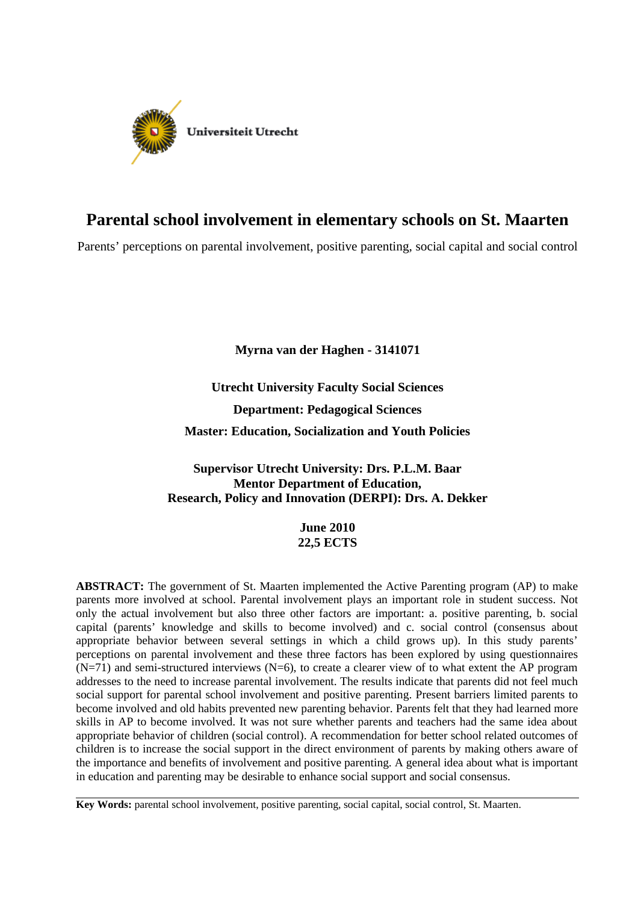Universiteit Utrecht

# Parental school involvement in elementary schools on St. Maarten

Parents' perceptions on parental involvement, positive parenting, social capital and social control

**Myrna van der Haghen - 3141071**

**Utrecht University Faculty Social Sciences**

**Department: Pedagogical Sciences**

**Master: Education, Socialization and Youth Policies**

**Supervisor Utrecht University: Drs. P.L.M. Baar**
**Mentor Department of Education,**
**Research, Policy and Innovation (DERPI): Drs. A. Dekker**

**June 2010**
**22,5 ECTS**

**ABSTRACT:** The government of St. Maarten implemented the Active Parenting program (AP) to make parents more involved at school. Parental involvement plays an important role in student success. Not only the actual involvement but also three other factors are important: a. positive parenting, b. social capital (parents' knowledge and skills to become involved) and c. social control (consensus about appropriate behavior between several settings in which a child grows up). In this study parents' perceptions on parental involvement and these three factors has been explored by using questionnaires (N=71) and semi-structured interviews (N=6), to create a clearer view of to what extent the AP program addresses to the need to increase parental involvement. The results indicate that parents did not feel much social support for parental school involvement and positive parenting. Present barriers limited parents to become involved and old habits prevented new parenting behavior. Parents felt that they had learned more skills in AP to become involved. It was not sure whether parents and teachers had the same idea about appropriate behavior of children (social control). A recommendation for better school related outcomes of children is to increase the social support in the direct environment of parents by making others aware of the importance and benefits of involvement and positive parenting. A general idea about what is important in education and parenting may be desirable to enhance social support and social consensus.

---

**Key Words:** parental school involvement, positive parenting, social capital, social control, St. Maarten.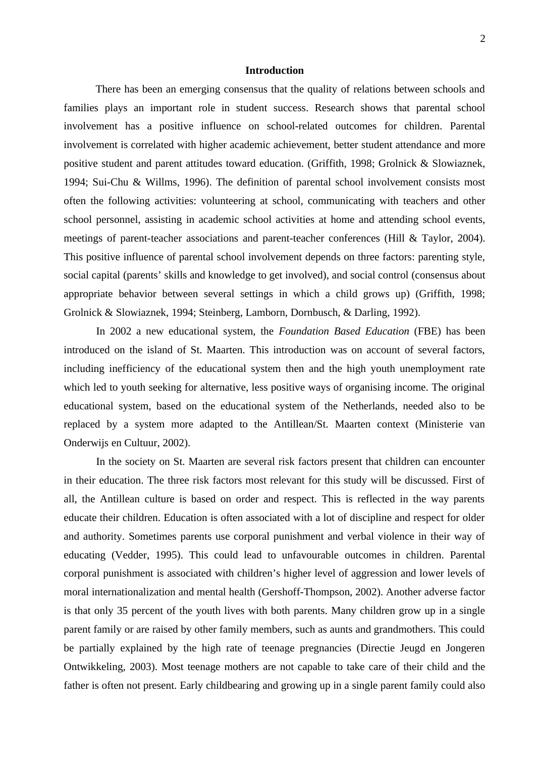## Introduction

There has been an emerging consensus that the quality of relations between schools and families plays an important role in student success. Research shows that parental school involvement has a positive influence on school-related outcomes for children. Parental involvement is correlated with higher academic achievement, better student attendance and more positive student and parent attitudes toward education. (Griffith, 1998; Grolnick & Slowiaznek, 1994; Sui-Chu & Willms, 1996). The definition of parental school involvement consists most often the following activities: volunteering at school, communicating with teachers and other school personnel, assisting in academic school activities at home and attending school events, meetings of parent-teacher associations and parent-teacher conferences (Hill & Taylor, 2004). This positive influence of parental school involvement depends on three factors: parenting style, social capital (parents' skills and knowledge to get involved), and social control (consensus about appropriate behavior between several settings in which a child grows up) (Griffith, 1998; Grolnick & Slowiaznek, 1994; Steinberg, Lamborn, Dornbusch, & Darling, 1992).

In 2002 a new educational system, the *Foundation Based Education* (FBE) has been introduced on the island of St. Maarten. This introduction was on account of several factors, including inefficiency of the educational system then and the high youth unemployment rate which led to youth seeking for alternative, less positive ways of organising income. The original educational system, based on the educational system of the Netherlands, needed also to be replaced by a system more adapted to the Antillean/St. Maarten context (Ministerie van Onderwijs en Cultuur, 2002).

In the society on St. Maarten are several risk factors present that children can encounter in their education. The three risk factors most relevant for this study will be discussed. First of all, the Antillean culture is based on order and respect. This is reflected in the way parents educate their children. Education is often associated with a lot of discipline and respect for older and authority. Sometimes parents use corporal punishment and verbal violence in their way of educating (Vedder, 1995). This could lead to unfavourable outcomes in children. Parental corporal punishment is associated with children's higher level of aggression and lower levels of moral internationalization and mental health (Gershoff-Thompson, 2002). Another adverse factor is that only 35 percent of the youth lives with both parents. Many children grow up in a single parent family or are raised by other family members, such as aunts and grandmothers. This could be partially explained by the high rate of teenage pregnancies (Directie Jeugd en Jongeren Ontwikkeling, 2003). Most teenage mothers are not capable to take care of their child and the father is often not present. Early childbearing and growing up in a single parent family could also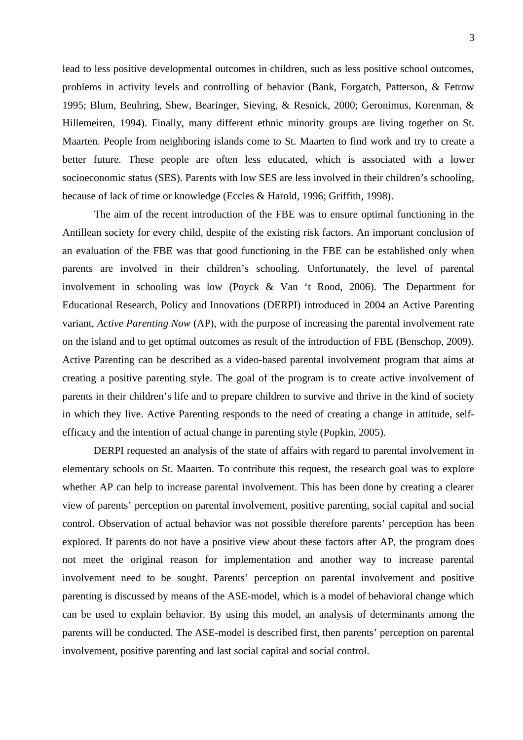lead to less positive developmental outcomes in children, such as less positive school outcomes, problems in activity levels and controlling of behavior (Bank, Forgatch, Patterson, & Fetrow 1995; Blum, Beuhring, Shew, Bearinger, Sieving, & Resnick, 2000; Geronimus, Korenman, & Hillemeiren, 1994). Finally, many different ethnic minority groups are living together on St. Maarten. People from neighboring islands come to St. Maarten to find work and try to create a better future. These people are often less educated, which is associated with a lower socioeconomic status (SES). Parents with low SES are less involved in their children's schooling, because of lack of time or knowledge (Eccles & Harold, 1996; Griffith, 1998).

The aim of the recent introduction of the FBE was to ensure optimal functioning in the Antillean society for every child, despite of the existing risk factors. An important conclusion of an evaluation of the FBE was that good functioning in the FBE can be established only when parents are involved in their children's schooling. Unfortunately, the level of parental involvement in schooling was low (Poyck & Van 't Rood, 2006). The Department for Educational Research, Policy and Innovations (DERPI) introduced in 2004 an Active Parenting variant, *Active Parenting Now* (AP), with the purpose of increasing the parental involvement rate on the island and to get optimal outcomes as result of the introduction of FBE (Benschop, 2009). Active Parenting can be described as a video-based parental involvement program that aims at creating a positive parenting style. The goal of the program is to create active involvement of parents in their children's life and to prepare children to survive and thrive in the kind of society in which they live. Active Parenting responds to the need of creating a change in attitude, self-efficacy and the intention of actual change in parenting style (Popkin, 2005).

DERPI requested an analysis of the state of affairs with regard to parental involvement in elementary schools on St. Maarten. To contribute this request, the research goal was to explore whether AP can help to increase parental involvement. This has been done by creating a clearer view of parents' perception on parental involvement, positive parenting, social capital and social control. Observation of actual behavior was not possible therefore parents' perception has been explored. If parents do not have a positive view about these factors after AP, the program does not meet the original reason for implementation and another way to increase parental involvement need to be sought. Parents' perception on parental involvement and positive parenting is discussed by means of the ASE-model, which is a model of behavioral change which can be used to explain behavior. By using this model, an analysis of determinants among the parents will be conducted. The ASE-model is described first, then parents' perception on parental involvement, positive parenting and last social capital and social control.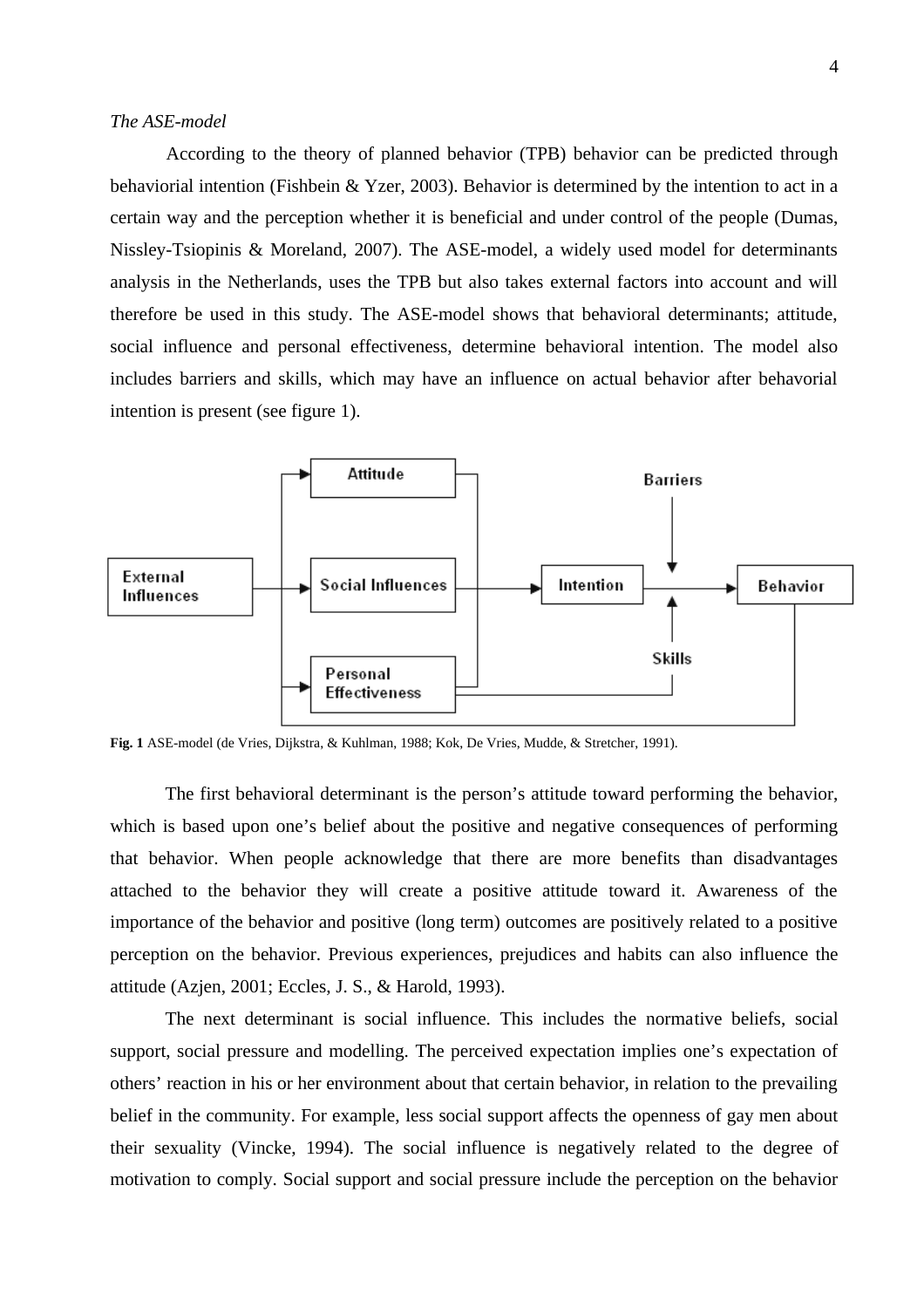*The ASE-model*

According to the theory of planned behavior (TPB) behavior can be predicted through behaviorial intention (Fishbein & Yzer, 2003). Behavior is determined by the intention to act in a certain way and the perception whether it is beneficial and under control of the people (Dumas, Nissley-Tsiopinis & Moreland, 2007). The ASE-model, a widely used model for determinants analysis in the Netherlands, uses the TPB but also takes external factors into account and will therefore be used in this study. The ASE-model shows that behavioral determinants; attitude, social influence and personal effectiveness, determine behavioral intention. The model also includes barriers and skills, which may have an influence on actual behavior after behavorial intention is present (see figure 1).

**Fig. 1** ASE-model (de Vries, Dijkstra, & Kuhlman, 1988; Kok, De Vries, Mudde, & Stretcher, 1991).

The first behavioral determinant is the person's attitude toward performing the behavior, which is based upon one's belief about the positive and negative consequences of performing that behavior. When people acknowledge that there are more benefits than disadvantages attached to the behavior they will create a positive attitude toward it. Awareness of the importance of the behavior and positive (long term) outcomes are positively related to a positive perception on the behavior. Previous experiences, prejudices and habits can also influence the attitude (Azjen, 2001; Eccles, J. S., & Harold, 1993).

The next determinant is social influence. This includes the normative beliefs, social support, social pressure and modelling. The perceived expectation implies one's expectation of others' reaction in his or her environment about that certain behavior, in relation to the prevailing belief in the community. For example, less social support affects the openness of gay men about their sexuality (Vincke, 1994). The social influence is negatively related to the degree of motivation to comply. Social support and social pressure include the perception on the behavior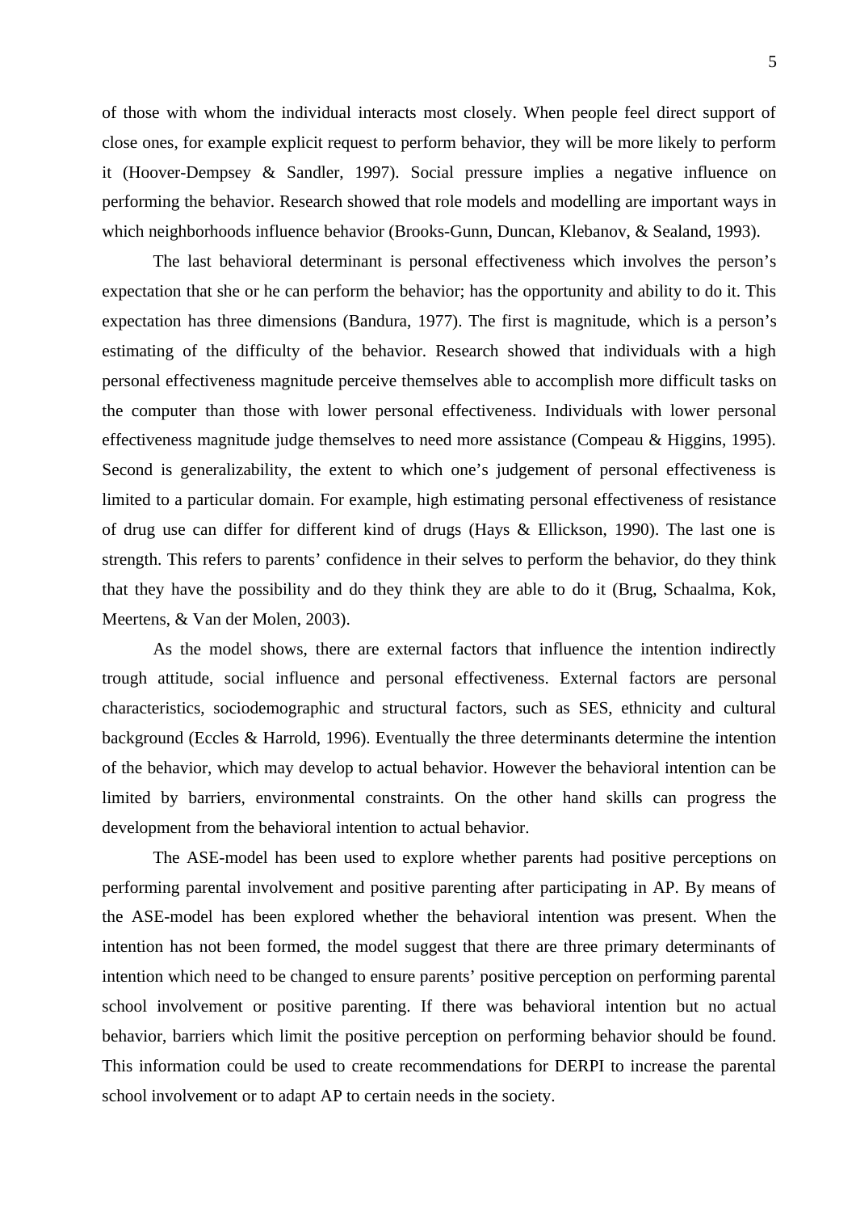of those with whom the individual interacts most closely. When people feel direct support of close ones, for example explicit request to perform behavior, they will be more likely to perform it (Hoover-Dempsey & Sandler, 1997). Social pressure implies a negative influence on performing the behavior. Research showed that role models and modelling are important ways in which neighborhoods influence behavior (Brooks-Gunn, Duncan, Klebanov, & Sealand, 1993).

The last behavioral determinant is personal effectiveness which involves the person's expectation that she or he can perform the behavior; has the opportunity and ability to do it. This expectation has three dimensions (Bandura, 1977). The first is magnitude, which is a person's estimating of the difficulty of the behavior. Research showed that individuals with a high personal effectiveness magnitude perceive themselves able to accomplish more difficult tasks on the computer than those with lower personal effectiveness. Individuals with lower personal effectiveness magnitude judge themselves to need more assistance (Compeau & Higgins, 1995). Second is generalizability, the extent to which one's judgement of personal effectiveness is limited to a particular domain. For example, high estimating personal effectiveness of resistance of drug use can differ for different kind of drugs (Hays & Ellickson, 1990). The last one is strength. This refers to parents' confidence in their selves to perform the behavior, do they think that they have the possibility and do they think they are able to do it (Brug, Schaalma, Kok, Meertens, & Van der Molen, 2003).

As the model shows, there are external factors that influence the intention indirectly trough attitude, social influence and personal effectiveness. External factors are personal characteristics, sociodemographic and structural factors, such as SES, ethnicity and cultural background (Eccles & Harrold, 1996). Eventually the three determinants determine the intention of the behavior, which may develop to actual behavior. However the behavioral intention can be limited by barriers, environmental constraints. On the other hand skills can progress the development from the behavioral intention to actual behavior.

The ASE-model has been used to explore whether parents had positive perceptions on performing parental involvement and positive parenting after participating in AP. By means of the ASE-model has been explored whether the behavioral intention was present. When the intention has not been formed, the model suggest that there are three primary determinants of intention which need to be changed to ensure parents' positive perception on performing parental school involvement or positive parenting. If there was behavioral intention but no actual behavior, barriers which limit the positive perception on performing behavior should be found. This information could be used to create recommendations for DERPI to increase the parental school involvement or to adapt AP to certain needs in the society.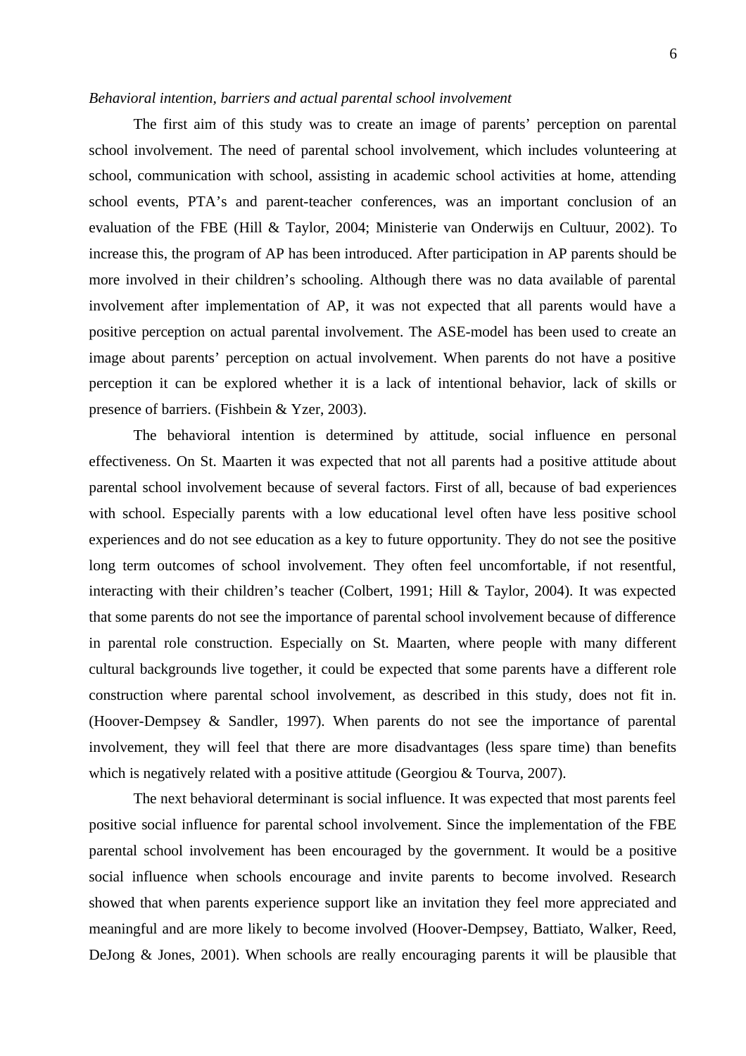*Behavioral intention, barriers and actual parental school involvement*

The first aim of this study was to create an image of parents' perception on parental school involvement. The need of parental school involvement, which includes volunteering at school, communication with school, assisting in academic school activities at home, attending school events, PTA's and parent-teacher conferences, was an important conclusion of an evaluation of the FBE (Hill & Taylor, 2004; Ministerie van Onderwijs en Cultuur, 2002). To increase this, the program of AP has been introduced. After participation in AP parents should be more involved in their children's schooling. Although there was no data available of parental involvement after implementation of AP, it was not expected that all parents would have a positive perception on actual parental involvement. The ASE-model has been used to create an image about parents' perception on actual involvement. When parents do not have a positive perception it can be explored whether it is a lack of intentional behavior, lack of skills or presence of barriers. (Fishbein & Yzer, 2003).

The behavioral intention is determined by attitude, social influence en personal effectiveness. On St. Maarten it was expected that not all parents had a positive attitude about parental school involvement because of several factors. First of all, because of bad experiences with school. Especially parents with a low educational level often have less positive school experiences and do not see education as a key to future opportunity. They do not see the positive long term outcomes of school involvement. They often feel uncomfortable, if not resentful, interacting with their children's teacher (Colbert, 1991; Hill & Taylor, 2004). It was expected that some parents do not see the importance of parental school involvement because of difference in parental role construction. Especially on St. Maarten, where people with many different cultural backgrounds live together, it could be expected that some parents have a different role construction where parental school involvement, as described in this study, does not fit in. (Hoover-Dempsey & Sandler, 1997). When parents do not see the importance of parental involvement, they will feel that there are more disadvantages (less spare time) than benefits which is negatively related with a positive attitude (Georgiou & Tourva, 2007).

The next behavioral determinant is social influence. It was expected that most parents feel positive social influence for parental school involvement. Since the implementation of the FBE parental school involvement has been encouraged by the government. It would be a positive social influence when schools encourage and invite parents to become involved. Research showed that when parents experience support like an invitation they feel more appreciated and meaningful and are more likely to become involved (Hoover-Dempsey, Battiato, Walker, Reed, DeJong & Jones, 2001). When schools are really encouraging parents it will be plausible that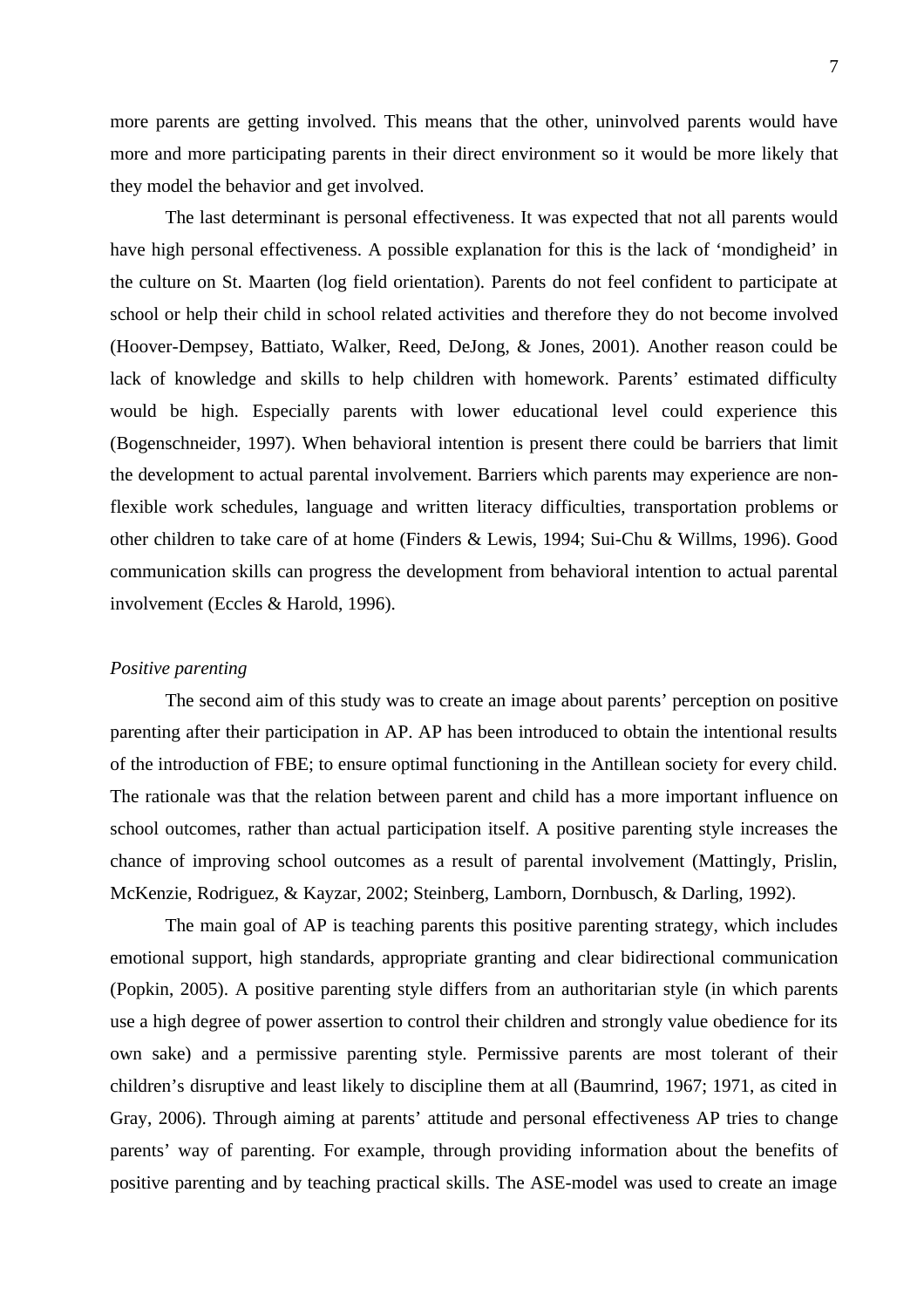more parents are getting involved. This means that the other, uninvolved parents would have more and more participating parents in their direct environment so it would be more likely that they model the behavior and get involved.

The last determinant is personal effectiveness. It was expected that not all parents would have high personal effectiveness. A possible explanation for this is the lack of 'mondigheid' in the culture on St. Maarten (log field orientation). Parents do not feel confident to participate at school or help their child in school related activities and therefore they do not become involved (Hoover-Dempsey, Battiato, Walker, Reed, DeJong, & Jones, 2001). Another reason could be lack of knowledge and skills to help children with homework. Parents' estimated difficulty would be high. Especially parents with lower educational level could experience this (Bogenschneider, 1997). When behavioral intention is present there could be barriers that limit the development to actual parental involvement. Barriers which parents may experience are non-flexible work schedules, language and written literacy difficulties, transportation problems or other children to take care of at home (Finders & Lewis, 1994; Sui-Chu & Willms, 1996). Good communication skills can progress the development from behavioral intention to actual parental involvement (Eccles & Harold, 1996).

*Positive parenting*

The second aim of this study was to create an image about parents' perception on positive parenting after their participation in AP. AP has been introduced to obtain the intentional results of the introduction of FBE; to ensure optimal functioning in the Antillean society for every child. The rationale was that the relation between parent and child has a more important influence on school outcomes, rather than actual participation itself. A positive parenting style increases the chance of improving school outcomes as a result of parental involvement (Mattingly, Prislin, McKenzie, Rodriguez, & Kayzar, 2002; Steinberg, Lamborn, Dornbusch, & Darling, 1992).

The main goal of AP is teaching parents this positive parenting strategy, which includes emotional support, high standards, appropriate granting and clear bidirectional communication (Popkin, 2005). A positive parenting style differs from an authoritarian style (in which parents use a high degree of power assertion to control their children and strongly value obedience for its own sake) and a permissive parenting style. Permissive parents are most tolerant of their children's disruptive and least likely to discipline them at all (Baumrind, 1967; 1971, as cited in Gray, 2006). Through aiming at parents' attitude and personal effectiveness AP tries to change parents' way of parenting. For example, through providing information about the benefits of positive parenting and by teaching practical skills. The ASE-model was used to create an image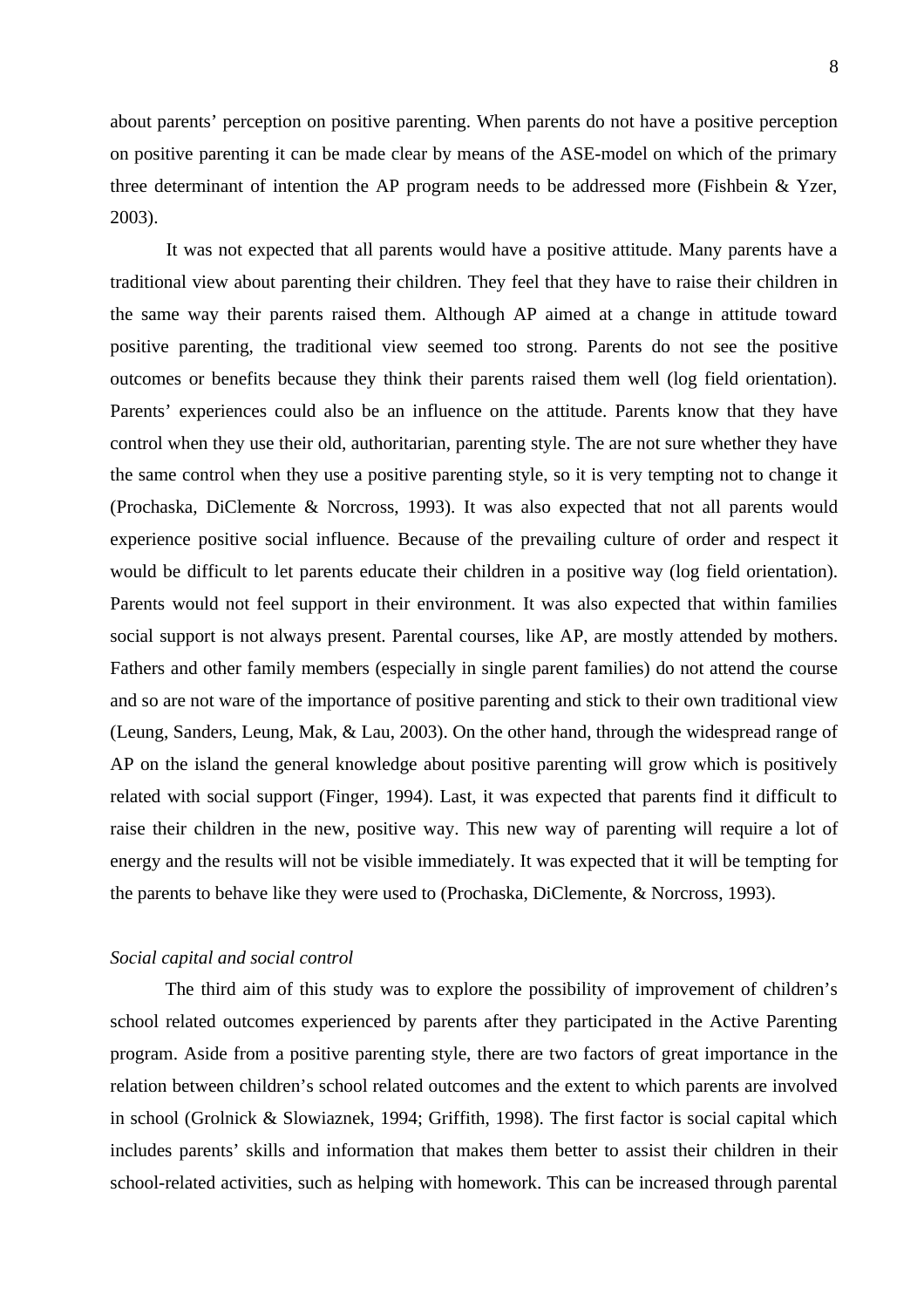about parents' perception on positive parenting. When parents do not have a positive perception on positive parenting it can be made clear by means of the ASE-model on which of the primary three determinant of intention the AP program needs to be addressed more (Fishbein & Yzer, 2003).

It was not expected that all parents would have a positive attitude. Many parents have a traditional view about parenting their children. They feel that they have to raise their children in the same way their parents raised them. Although AP aimed at a change in attitude toward positive parenting, the traditional view seemed too strong. Parents do not see the positive outcomes or benefits because they think their parents raised them well (log field orientation). Parents' experiences could also be an influence on the attitude. Parents know that they have control when they use their old, authoritarian, parenting style. The are not sure whether they have the same control when they use a positive parenting style, so it is very tempting not to change it (Prochaska, DiClemente & Norcross, 1993). It was also expected that not all parents would experience positive social influence. Because of the prevailing culture of order and respect it would be difficult to let parents educate their children in a positive way (log field orientation). Parents would not feel support in their environment. It was also expected that within families social support is not always present. Parental courses, like AP, are mostly attended by mothers. Fathers and other family members (especially in single parent families) do not attend the course and so are not ware of the importance of positive parenting and stick to their own traditional view (Leung, Sanders, Leung, Mak, & Lau, 2003). On the other hand, through the widespread range of AP on the island the general knowledge about positive parenting will grow which is positively related with social support (Finger, 1994). Last, it was expected that parents find it difficult to raise their children in the new, positive way. This new way of parenting will require a lot of energy and the results will not be visible immediately. It was expected that it will be tempting for the parents to behave like they were used to (Prochaska, DiClemente, & Norcross, 1993).

*Social capital and social control*

The third aim of this study was to explore the possibility of improvement of children's school related outcomes experienced by parents after they participated in the Active Parenting program. Aside from a positive parenting style, there are two factors of great importance in the relation between children's school related outcomes and the extent to which parents are involved in school (Grolnick & Slowiaznek, 1994; Griffith, 1998). The first factor is social capital which includes parents' skills and information that makes them better to assist their children in their school-related activities, such as helping with homework. This can be increased through parental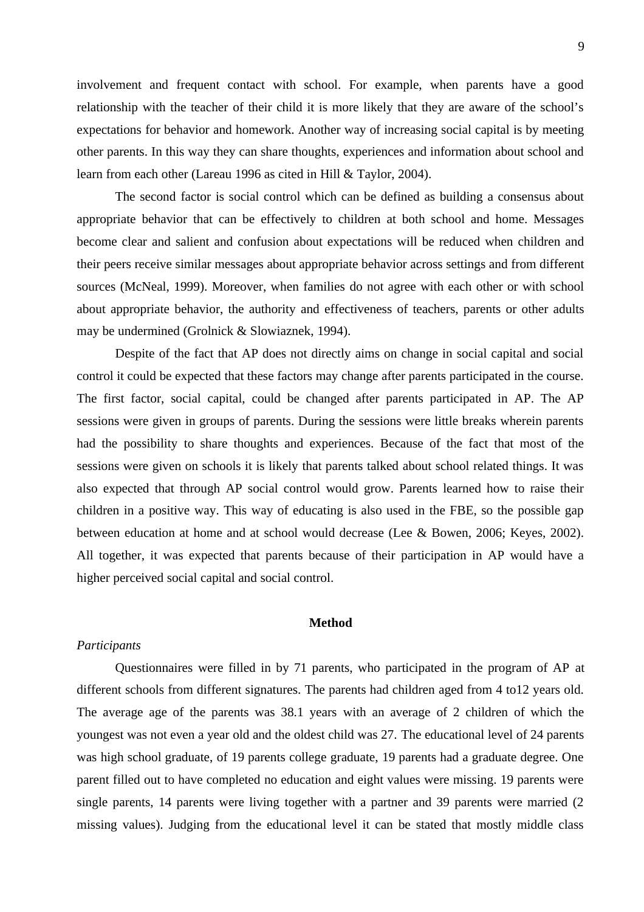involvement and frequent contact with school. For example, when parents have a good relationship with the teacher of their child it is more likely that they are aware of the school's expectations for behavior and homework. Another way of increasing social capital is by meeting other parents. In this way they can share thoughts, experiences and information about school and learn from each other (Lareau 1996 as cited in Hill & Taylor, 2004).

The second factor is social control which can be defined as building a consensus about appropriate behavior that can be effectively to children at both school and home. Messages become clear and salient and confusion about expectations will be reduced when children and their peers receive similar messages about appropriate behavior across settings and from different sources (McNeal, 1999). Moreover, when families do not agree with each other or with school about appropriate behavior, the authority and effectiveness of teachers, parents or other adults may be undermined (Grolnick & Slowiaznek, 1994).

Despite of the fact that AP does not directly aims on change in social capital and social control it could be expected that these factors may change after parents participated in the course. The first factor, social capital, could be changed after parents participated in AP. The AP sessions were given in groups of parents. During the sessions were little breaks wherein parents had the possibility to share thoughts and experiences. Because of the fact that most of the sessions were given on schools it is likely that parents talked about school related things. It was also expected that through AP social control would grow. Parents learned how to raise their children in a positive way. This way of educating is also used in the FBE, so the possible gap between education at home and at school would decrease (Lee & Bowen, 2006; Keyes, 2002). All together, it was expected that parents because of their participation in AP would have a higher perceived social capital and social control.

## Method

### *Participants*

Questionnaires were filled in by 71 parents, who participated in the program of AP at different schools from different signatures. The parents had children aged from 4 to12 years old. The average age of the parents was 38.1 years with an average of 2 children of which the youngest was not even a year old and the oldest child was 27. The educational level of 24 parents was high school graduate, of 19 parents college graduate, 19 parents had a graduate degree. One parent filled out to have completed no education and eight values were missing. 19 parents were single parents, 14 parents were living together with a partner and 39 parents were married (2 missing values). Judging from the educational level it can be stated that mostly middle class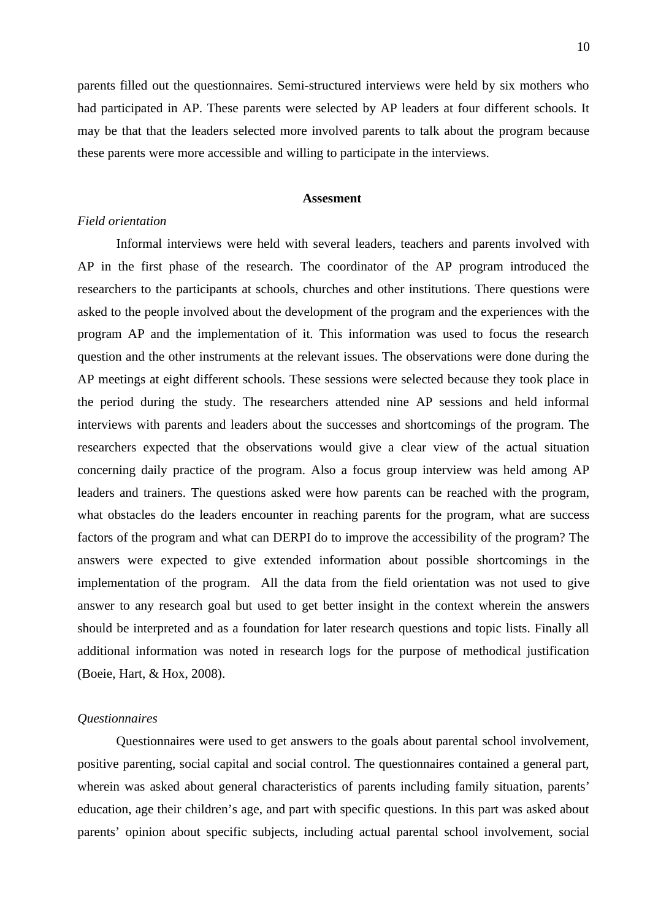parents filled out the questionnaires. Semi-structured interviews were held by six mothers who had participated in AP. These parents were selected by AP leaders at four different schools. It may be that that the leaders selected more involved parents to talk about the program because these parents were more accessible and willing to participate in the interviews.

## Assesment

*Field orientation*

Informal interviews were held with several leaders, teachers and parents involved with AP in the first phase of the research. The coordinator of the AP program introduced the researchers to the participants at schools, churches and other institutions. There questions were asked to the people involved about the development of the program and the experiences with the program AP and the implementation of it. This information was used to focus the research question and the other instruments at the relevant issues. The observations were done during the AP meetings at eight different schools. These sessions were selected because they took place in the period during the study. The researchers attended nine AP sessions and held informal interviews with parents and leaders about the successes and shortcomings of the program. The researchers expected that the observations would give a clear view of the actual situation concerning daily practice of the program. Also a focus group interview was held among AP leaders and trainers. The questions asked were how parents can be reached with the program, what obstacles do the leaders encounter in reaching parents for the program, what are success factors of the program and what can DERPI do to improve the accessibility of the program? The answers were expected to give extended information about possible shortcomings in the implementation of the program. All the data from the field orientation was not used to give answer to any research goal but used to get better insight in the context wherein the answers should be interpreted and as a foundation for later research questions and topic lists. Finally all additional information was noted in research logs for the purpose of methodical justification (Boeie, Hart, & Hox, 2008).

*Questionnaires*

Questionnaires were used to get answers to the goals about parental school involvement, positive parenting, social capital and social control. The questionnaires contained a general part, wherein was asked about general characteristics of parents including family situation, parents' education, age their children's age, and part with specific questions. In this part was asked about parents' opinion about specific subjects, including actual parental school involvement, social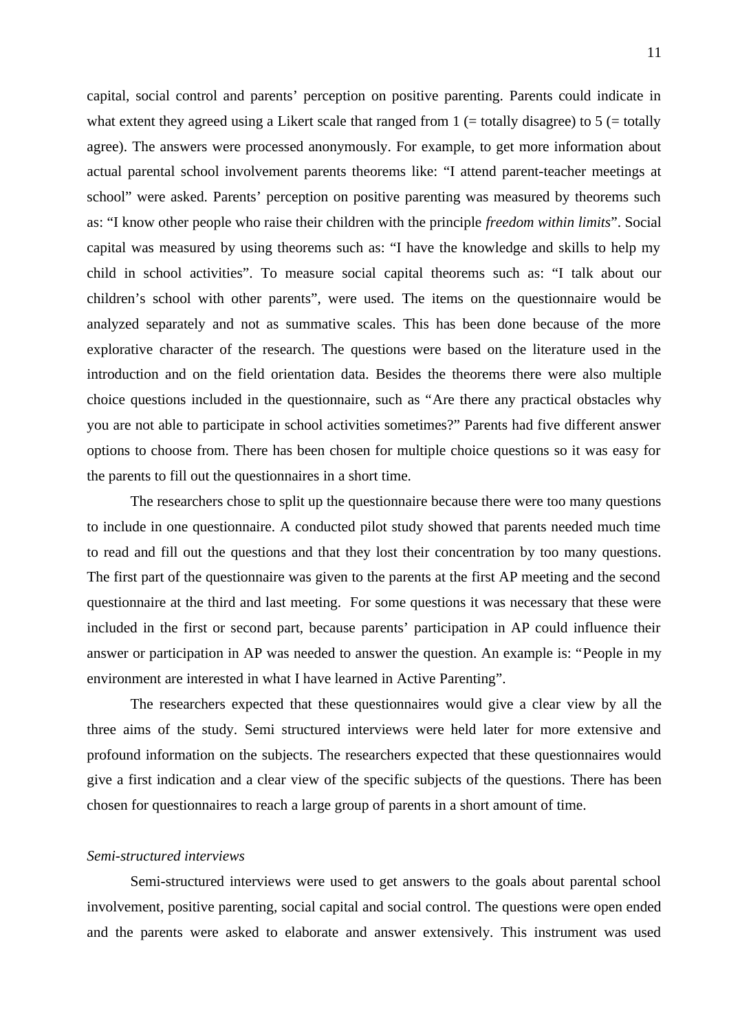capital, social control and parents' perception on positive parenting. Parents could indicate in what extent they agreed using a Likert scale that ranged from 1 (= totally disagree) to 5 (= totally agree). The answers were processed anonymously. For example, to get more information about actual parental school involvement parents theorems like: "I attend parent-teacher meetings at school" were asked. Parents' perception on positive parenting was measured by theorems such as: "I know other people who raise their children with the principle *freedom within limits*". Social capital was measured by using theorems such as: "I have the knowledge and skills to help my child in school activities". To measure social capital theorems such as: "I talk about our children's school with other parents", were used. The items on the questionnaire would be analyzed separately and not as summative scales. This has been done because of the more explorative character of the research. The questions were based on the literature used in the introduction and on the field orientation data. Besides the theorems there were also multiple choice questions included in the questionnaire, such as "Are there any practical obstacles why you are not able to participate in school activities sometimes?" Parents had five different answer options to choose from. There has been chosen for multiple choice questions so it was easy for the parents to fill out the questionnaires in a short time.

The researchers chose to split up the questionnaire because there were too many questions to include in one questionnaire. A conducted pilot study showed that parents needed much time to read and fill out the questions and that they lost their concentration by too many questions. The first part of the questionnaire was given to the parents at the first AP meeting and the second questionnaire at the third and last meeting. For some questions it was necessary that these were included in the first or second part, because parents' participation in AP could influence their answer or participation in AP was needed to answer the question. An example is: "People in my environment are interested in what I have learned in Active Parenting".

The researchers expected that these questionnaires would give a clear view by all the three aims of the study. Semi structured interviews were held later for more extensive and profound information on the subjects. The researchers expected that these questionnaires would give a first indication and a clear view of the specific subjects of the questions. There has been chosen for questionnaires to reach a large group of parents in a short amount of time.

*Semi-structured interviews*

Semi-structured interviews were used to get answers to the goals about parental school involvement, positive parenting, social capital and social control. The questions were open ended and the parents were asked to elaborate and answer extensively. This instrument was used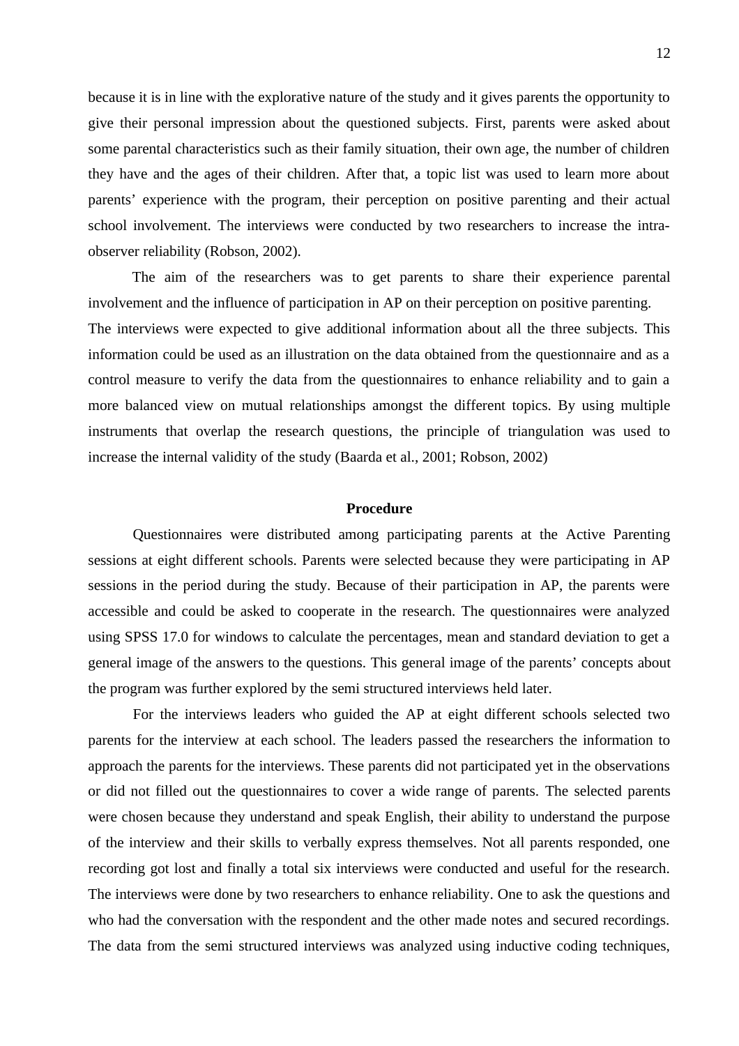because it is in line with the explorative nature of the study and it gives parents the opportunity to give their personal impression about the questioned subjects. First, parents were asked about some parental characteristics such as their family situation, their own age, the number of children they have and the ages of their children. After that, a topic list was used to learn more about parents' experience with the program, their perception on positive parenting and their actual school involvement. The interviews were conducted by two researchers to increase the intra-observer reliability (Robson, 2002).

The aim of the researchers was to get parents to share their experience parental involvement and the influence of participation in AP on their perception on positive parenting. The interviews were expected to give additional information about all the three subjects. This information could be used as an illustration on the data obtained from the questionnaire and as a control measure to verify the data from the questionnaires to enhance reliability and to gain a more balanced view on mutual relationships amongst the different topics. By using multiple instruments that overlap the research questions, the principle of triangulation was used to increase the internal validity of the study (Baarda et al., 2001; Robson, 2002)

## Procedure

Questionnaires were distributed among participating parents at the Active Parenting sessions at eight different schools. Parents were selected because they were participating in AP sessions in the period during the study. Because of their participation in AP, the parents were accessible and could be asked to cooperate in the research. The questionnaires were analyzed using SPSS 17.0 for windows to calculate the percentages, mean and standard deviation to get a general image of the answers to the questions. This general image of the parents' concepts about the program was further explored by the semi structured interviews held later.

For the interviews leaders who guided the AP at eight different schools selected two parents for the interview at each school. The leaders passed the researchers the information to approach the parents for the interviews. These parents did not participated yet in the observations or did not filled out the questionnaires to cover a wide range of parents. The selected parents were chosen because they understand and speak English, their ability to understand the purpose of the interview and their skills to verbally express themselves. Not all parents responded, one recording got lost and finally a total six interviews were conducted and useful for the research. The interviews were done by two researchers to enhance reliability. One to ask the questions and who had the conversation with the respondent and the other made notes and secured recordings. The data from the semi structured interviews was analyzed using inductive coding techniques,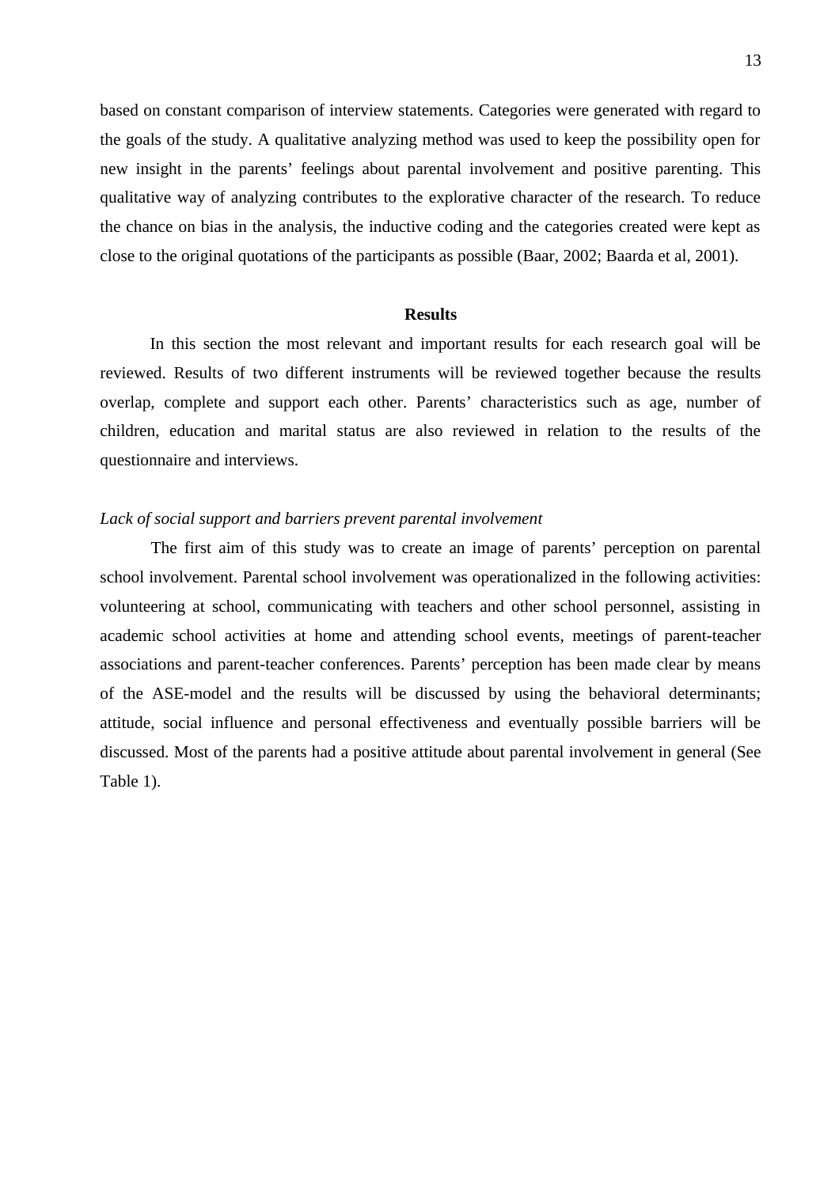based on constant comparison of interview statements. Categories were generated with regard to the goals of the study. A qualitative analyzing method was used to keep the possibility open for new insight in the parents' feelings about parental involvement and positive parenting. This qualitative way of analyzing contributes to the explorative character of the research. To reduce the chance on bias in the analysis, the inductive coding and the categories created were kept as close to the original quotations of the participants as possible (Baar, 2002; Baarda et al, 2001).

## Results

In this section the most relevant and important results for each research goal will be reviewed. Results of two different instruments will be reviewed together because the results overlap, complete and support each other. Parents' characteristics such as age, number of children, education and marital status are also reviewed in relation to the results of the questionnaire and interviews.

### *Lack of social support and barriers prevent parental involvement*

The first aim of this study was to create an image of parents' perception on parental school involvement. Parental school involvement was operationalized in the following activities: volunteering at school, communicating with teachers and other school personnel, assisting in academic school activities at home and attending school events, meetings of parent-teacher associations and parent-teacher conferences. Parents' perception has been made clear by means of the ASE-model and the results will be discussed by using the behavioral determinants; attitude, social influence and personal effectiveness and eventually possible barriers will be discussed. Most of the parents had a positive attitude about parental involvement in general (See Table 1).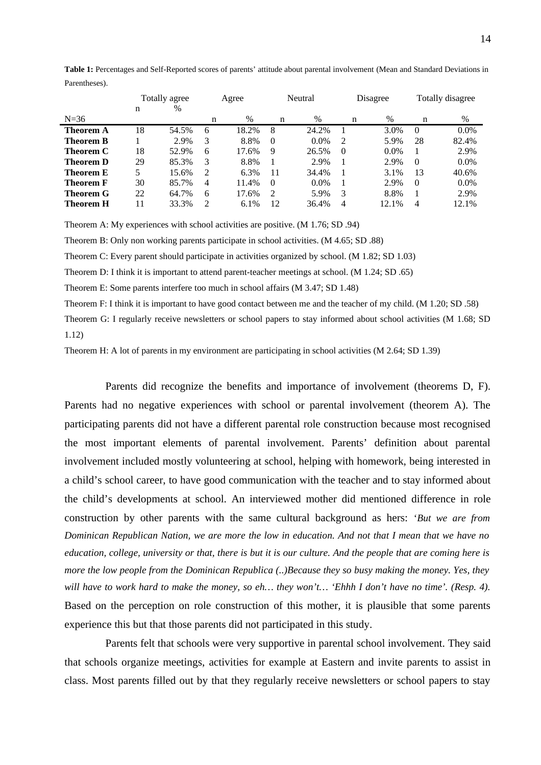**Table 1:** Percentages and Self-Reported scores of parents' attitude about parental involvement (Mean and Standard Deviations in Parentheses).

| | Totally agree | | Agree | | Neutral | | Disagree | | Totally disagree | |
|---|---|---|---|---|---|---|---|---|---|---|
| N=36 | n | % | n | % | n | % | n | % | n | % |
| **Theorem A** | 18 | 54.5% | 6 | 18.2% | 8 | 24.2% | 1 | 3.0% | 0 | 0.0% |
| **Theorem B** | 1 | 2.9% | 3 | 8.8% | 0 | 0.0% | 2 | 5.9% | 28 | 82.4% |
| **Theorem C** | 18 | 52.9% | 6 | 17.6% | 9 | 26.5% | 0 | 0.0% | 1 | 2.9% |
| **Theorem D** | 29 | 85.3% | 3 | 8.8% | 1 | 2.9% | 1 | 2.9% | 0 | 0.0% |
| **Theorem E** | 5 | 15.6% | 2 | 6.3% | 11 | 34.4% | 1 | 3.1% | 13 | 40.6% |
| **Theorem F** | 30 | 85.7% | 4 | 11.4% | 0 | 0.0% | 1 | 2.9% | 0 | 0.0% |
| **Theorem G** | 22 | 64.7% | 6 | 17.6% | 2 | 5.9% | 3 | 8.8% | 1 | 2.9% |
| **Theorem H** | 11 | 33.3% | 2 | 6.1% | 12 | 36.4% | 4 | 12.1% | 4 | 12.1% |

Theorem A: My experiences with school activities are positive. (M 1.76; SD .94)

Theorem B: Only non working parents participate in school activities. (M 4.65; SD .88)

Theorem C: Every parent should participate in activities organized by school. (M 1.82; SD 1.03)

Theorem D: I think it is important to attend parent-teacher meetings at school. (M 1.24; SD .65)

Theorem E: Some parents interfere too much in school affairs (M 3.47; SD 1.48)

Theorem F: I think it is important to have good contact between me and the teacher of my child. (M 1.20; SD .58)

Theorem G: I regularly receive newsletters or school papers to stay informed about school activities (M 1.68; SD 1.12)

Theorem H: A lot of parents in my environment are participating in school activities (M 2.64; SD 1.39)

Parents did recognize the benefits and importance of involvement (theorems D, F). Parents had no negative experiences with school or parental involvement (theorem A). The participating parents did not have a different parental role construction because most recognised the most important elements of parental involvement. Parents' definition about parental involvement included mostly volunteering at school, helping with homework, being interested in a child's school career, to have good communication with the teacher and to stay informed about the child's developments at school. An interviewed mother did mentioned difference in role construction by other parents with the same cultural background as hers: '*But we are from Dominican Republican Nation, we are more the low in education. And not that I mean that we have no education, college, university or that, there is but it is our culture. And the people that are coming here is more the low people from the Dominican Republica (..)Because they so busy making the money. Yes, they will have to work hard to make the money, so eh… they won't… 'Ehhh I don't have no time'. (Resp. 4).* Based on the perception on role construction of this mother, it is plausible that some parents experience this but that those parents did not participated in this study.

Parents felt that schools were very supportive in parental school involvement. They said that schools organize meetings, activities for example at Eastern and invite parents to assist in class. Most parents filled out by that they regularly receive newsletters or school papers to stay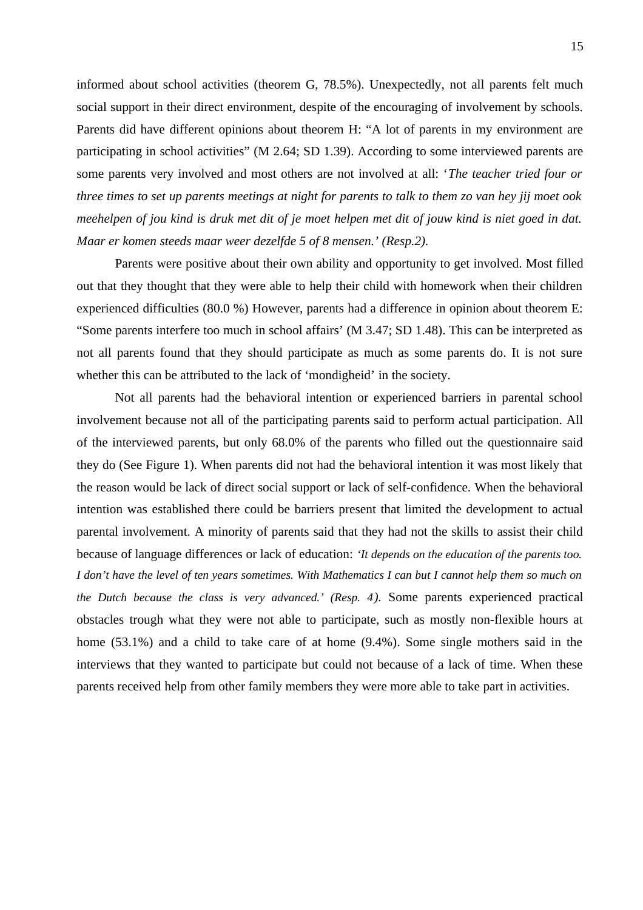informed about school activities (theorem G, 78.5%). Unexpectedly, not all parents felt much social support in their direct environment, despite of the encouraging of involvement by schools. Parents did have different opinions about theorem H: "A lot of parents in my environment are participating in school activities" (M 2.64; SD 1.39). According to some interviewed parents are some parents very involved and most others are not involved at all: '*The teacher tried four or three times to set up parents meetings at night for parents to talk to them zo van hey jij moet ook meehelpen of jou kind is druk met dit of je moet helpen met dit of jouw kind is niet goed in dat. Maar er komen steeds maar weer dezelfde 5 of 8 mensen.' (Resp.2).*

Parents were positive about their own ability and opportunity to get involved. Most filled out that they thought that they were able to help their child with homework when their children experienced difficulties (80.0 %) However, parents had a difference in opinion about theorem E: "Some parents interfere too much in school affairs' (M 3.47; SD 1.48). This can be interpreted as not all parents found that they should participate as much as some parents do. It is not sure whether this can be attributed to the lack of 'mondigheid' in the society.

Not all parents had the behavioral intention or experienced barriers in parental school involvement because not all of the participating parents said to perform actual participation. All of the interviewed parents, but only 68.0% of the parents who filled out the questionnaire said they do (See Figure 1). When parents did not had the behavioral intention it was most likely that the reason would be lack of direct social support or lack of self-confidence. When the behavioral intention was established there could be barriers present that limited the development to actual parental involvement. A minority of parents said that they had not the skills to assist their child because of language differences or lack of education: *'It depends on the education of the parents too. I don't have the level of ten years sometimes. With Mathematics I can but I cannot help them so much on the Dutch because the class is very advanced.' (Resp. 4).* Some parents experienced practical obstacles trough what they were not able to participate, such as mostly non-flexible hours at home (53.1%) and a child to take care of at home (9.4%). Some single mothers said in the interviews that they wanted to participate but could not because of a lack of time. When these parents received help from other family members they were more able to take part in activities.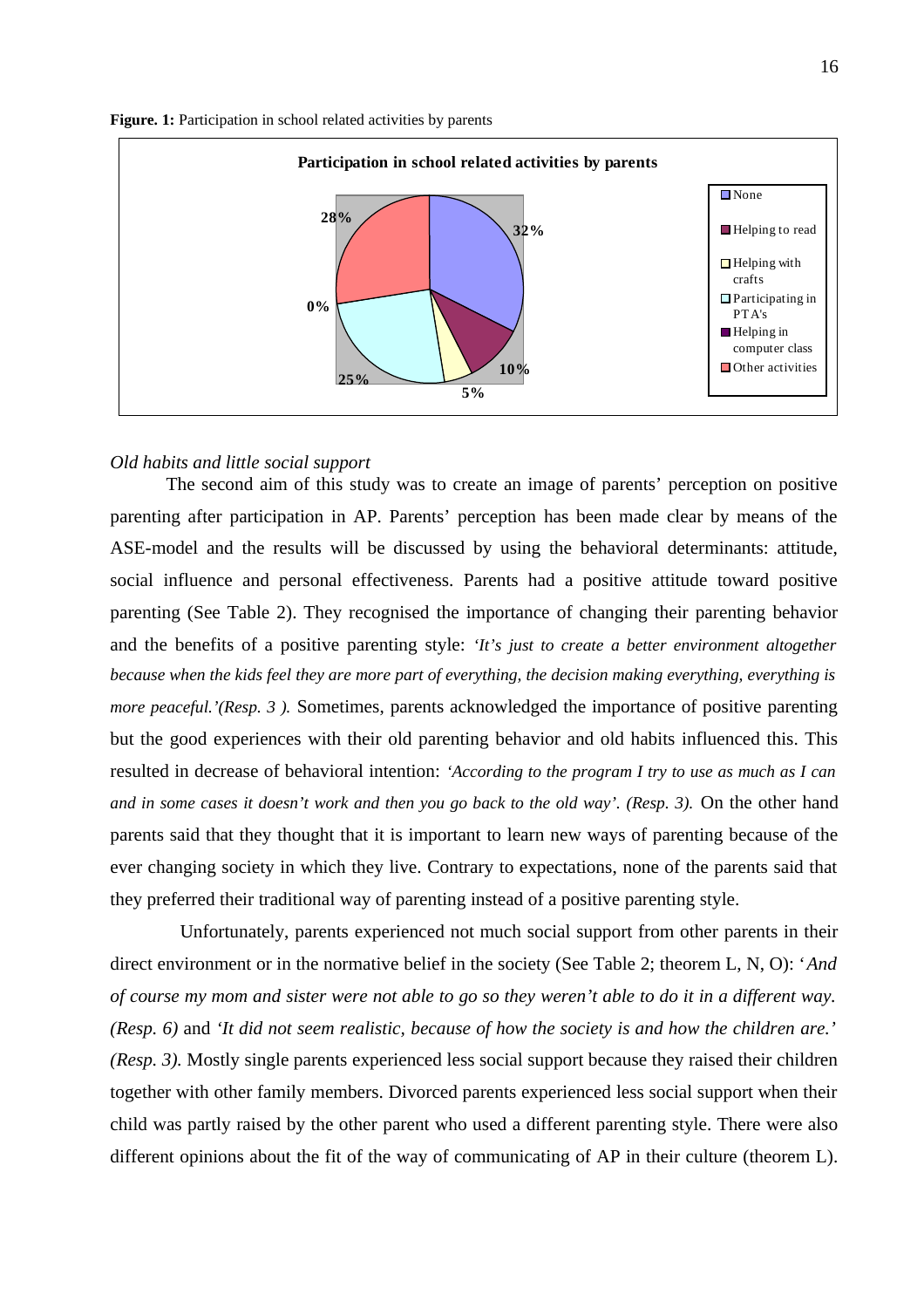**Figure. 1:** Participation in school related activities by parents

*Old habits and little social support*

The second aim of this study was to create an image of parents' perception on positive parenting after participation in AP. Parents' perception has been made clear by means of the ASE-model and the results will be discussed by using the behavioral determinants: attitude, social influence and personal effectiveness. Parents had a positive attitude toward positive parenting (See Table 2). They recognised the importance of changing their parenting behavior and the benefits of a positive parenting style: *'It's just to create a better environment altogether because when the kids feel they are more part of everything, the decision making everything, everything is more peaceful.'(Resp. 3 ).* Sometimes, parents acknowledged the importance of positive parenting but the good experiences with their old parenting behavior and old habits influenced this. This resulted in decrease of behavioral intention: *'According to the program I try to use as much as I can and in some cases it doesn't work and then you go back to the old way'. (Resp. 3).* On the other hand parents said that they thought that it is important to learn new ways of parenting because of the ever changing society in which they live. Contrary to expectations, none of the parents said that they preferred their traditional way of parenting instead of a positive parenting style.

Unfortunately, parents experienced not much social support from other parents in their direct environment or in the normative belief in the society (See Table 2; theorem L, N, O): '*And of course my mom and sister were not able to go so they weren't able to do it in a different way. (Resp. 6)* and *'It did not seem realistic, because of how the society is and how the children are.' (Resp. 3).* Mostly single parents experienced less social support because they raised their children together with other family members. Divorced parents experienced less social support when their child was partly raised by the other parent who used a different parenting style. There were also different opinions about the fit of the way of communicating of AP in their culture (theorem L).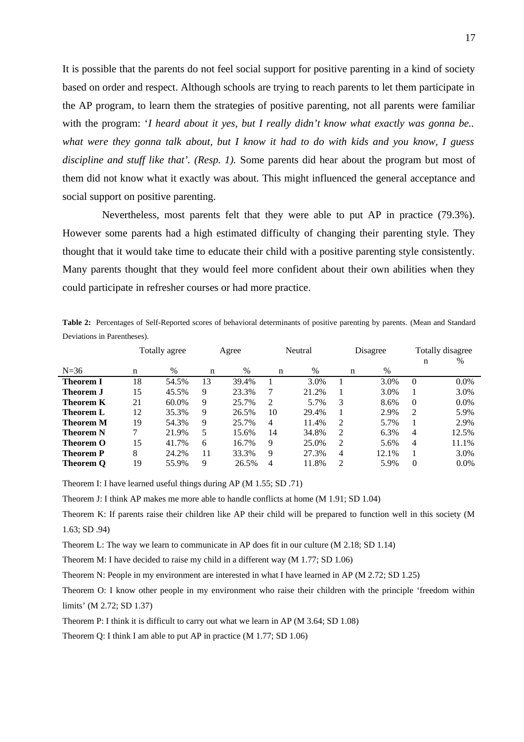It is possible that the parents do not feel social support for positive parenting in a kind of society based on order and respect. Although schools are trying to reach parents to let them participate in the AP program, to learn them the strategies of positive parenting, not all parents were familiar with the program: '*I heard about it yes, but I really didn't know what exactly was gonna be.. what were they gonna talk about, but I know it had to do with kids and you know, I guess discipline and stuff like that'. (Resp. 1).* Some parents did hear about the program but most of them did not know what it exactly was about. This might influenced the general acceptance and social support on positive parenting.

Nevertheless, most parents felt that they were able to put AP in practice (79.3%). However some parents had a high estimated difficulty of changing their parenting style. They thought that it would take time to educate their child with a positive parenting style consistently. Many parents thought that they would feel more confident about their own abilities when they could participate in refresher courses or had more practice.

**Table 2:** Percentages of Self-Reported scores of behavioral determinants of positive parenting by parents. (Mean and Standard Deviations in Parentheses).

| | Totally agree | | Agree | | Neutral | | Disagree | | Totally disagree | |
|---|---|---|---|---|---|---|---|---|---|---|
| N=36 | n | % | n | % | n | % | n | % | n | % |
| **Theorem I** | 18 | 54.5% | 13 | 39.4% | 1 | 3.0% | 1 | 3.0% | 0 | 0.0% |
| **Theorem J** | 15 | 45.5% | 9 | 23.3% | 7 | 21.2% | 1 | 3.0% | 1 | 3.0% |
| **Theorem K** | 21 | 60.0% | 9 | 25.7% | 2 | 5.7% | 3 | 8.6% | 0 | 0.0% |
| **Theorem L** | 12 | 35.3% | 9 | 26.5% | 10 | 29.4% | 1 | 2.9% | 2 | 5.9% |
| **Theorem M** | 19 | 54.3% | 9 | 25.7% | 4 | 11.4% | 2 | 5.7% | 1 | 2.9% |
| **Theorem N** | 7 | 21.9% | 5 | 15.6% | 14 | 34.8% | 2 | 6.3% | 4 | 12.5% |
| **Theorem O** | 15 | 41.7% | 6 | 16.7% | 9 | 25.0% | 2 | 5.6% | 4 | 11.1% |
| **Theorem P** | 8 | 24.2% | 11 | 33.3% | 9 | 27.3% | 4 | 12.1% | 1 | 3.0% |
| **Theorem Q** | 19 | 55.9% | 9 | 26.5% | 4 | 11.8% | 2 | 5.9% | 0 | 0.0% |

Theorem I: I have learned useful things during AP (M 1.55; SD .71)

Theorem J: I think AP makes me more able to handle conflicts at home (M 1.91; SD 1.04)

Theorem K: If parents raise their children like AP their child will be prepared to function well in this society (M 1.63; SD .94)

Theorem L: The way we learn to communicate in AP does fit in our culture (M 2.18; SD 1.14)

Theorem M: I have decided to raise my child in a different way (M 1.77; SD 1.06)

Theorem N: People in my environment are interested in what I have learned in AP (M 2.72; SD 1.25)

Theorem O: I know other people in my environment who raise their children with the principle 'freedom within limits' (M 2.72; SD 1.37)

Theorem P: I think it is difficult to carry out what we learn in AP (M 3.64; SD 1.08)

Theorem Q: I think I am able to put AP in practice (M 1.77; SD 1.06)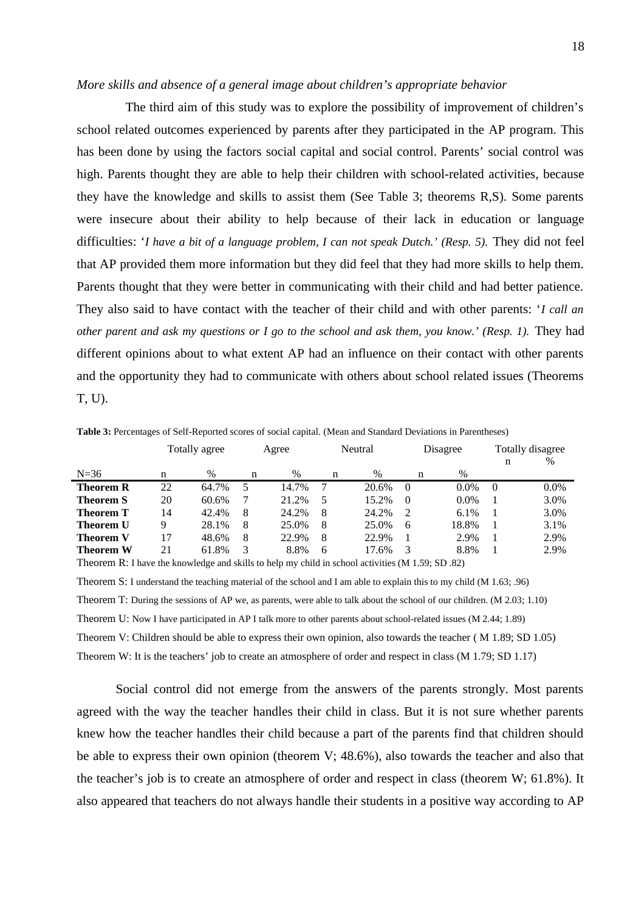*More skills and absence of a general image about children's appropriate behavior*

The third aim of this study was to explore the possibility of improvement of children's school related outcomes experienced by parents after they participated in the AP program. This has been done by using the factors social capital and social control. Parents' social control was high. Parents thought they are able to help their children with school-related activities, because they have the knowledge and skills to assist them (See Table 3; theorems R,S). Some parents were insecure about their ability to help because of their lack in education or language difficulties: '*I have a bit of a language problem, I can not speak Dutch.' (Resp. 5).* They did not feel that AP provided them more information but they did feel that they had more skills to help them. Parents thought that they were better in communicating with their child and had better patience. They also said to have contact with the teacher of their child and with other parents: '*I call an other parent and ask my questions or I go to the school and ask them, you know.' (Resp. 1).* They had different opinions about to what extent AP had an influence on their contact with other parents and the opportunity they had to communicate with others about school related issues (Theorems T, U).

**Table 3:** Percentages of Self-Reported scores of social capital. (Mean and Standard Deviations in Parentheses)

| | Totally agree | | Agree | | Neutral | | Disagree | | Totally disagree | |
|---|---|---|---|---|---|---|---|---|---|---|
| N=36 | n | % | n | % | n | % | n | % | n | % |
| **Theorem R** | 22 | 64.7% | 5 | 14.7% | 7 | 20.6% | 0 | 0.0% | 0 | 0.0% |
| **Theorem S** | 20 | 60.6% | 7 | 21.2% | 5 | 15.2% | 0 | 0.0% | 1 | 3.0% |
| **Theorem T** | 14 | 42.4% | 8 | 24.2% | 8 | 24.2% | 2 | 6.1% | 1 | 3.0% |
| **Theorem U** | 9 | 28.1% | 8 | 25.0% | 8 | 25.0% | 6 | 18.8% | 1 | 3.1% |
| **Theorem V** | 17 | 48.6% | 8 | 22.9% | 8 | 22.9% | 1 | 2.9% | 1 | 2.9% |
| **Theorem W** | 21 | 61.8% | 3 | 8.8% | 6 | 17.6% | 3 | 8.8% | 1 | 2.9% |

Theorem R: I have the knowledge and skills to help my child in school activities (M 1.59; SD .82)

Theorem S: I understand the teaching material of the school and I am able to explain this to my child (M 1.63; .96)

Theorem T: During the sessions of AP we, as parents, were able to talk about the school of our children. (M 2.03; 1.10)

Theorem U: Now I have participated in AP I talk more to other parents about school-related issues (M 2.44; 1.89)

Theorem V: Children should be able to express their own opinion, also towards the teacher ( M 1.89; SD 1.05)

Theorem W: It is the teachers' job to create an atmosphere of order and respect in class (M 1.79; SD 1.17)

Social control did not emerge from the answers of the parents strongly. Most parents agreed with the way the teacher handles their child in class. But it is not sure whether parents knew how the teacher handles their child because a part of the parents find that children should be able to express their own opinion (theorem V; 48.6%), also towards the teacher and also that the teacher's job is to create an atmosphere of order and respect in class (theorem W; 61.8%). It also appeared that teachers do not always handle their students in a positive way according to AP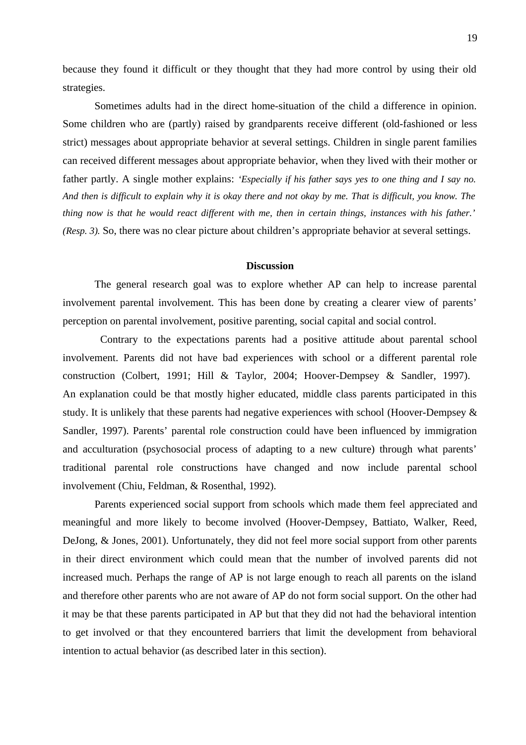because they found it difficult or they thought that they had more control by using their old strategies.

Sometimes adults had in the direct home-situation of the child a difference in opinion. Some children who are (partly) raised by grandparents receive different (old-fashioned or less strict) messages about appropriate behavior at several settings. Children in single parent families can received different messages about appropriate behavior, when they lived with their mother or father partly. A single mother explains: *'Especially if his father says yes to one thing and I say no. And then is difficult to explain why it is okay there and not okay by me. That is difficult, you know. The thing now is that he would react different with me, then in certain things, instances with his father.' (Resp. 3).* So, there was no clear picture about children's appropriate behavior at several settings.

## Discussion

The general research goal was to explore whether AP can help to increase parental involvement parental involvement. This has been done by creating a clearer view of parents' perception on parental involvement, positive parenting, social capital and social control.

Contrary to the expectations parents had a positive attitude about parental school involvement. Parents did not have bad experiences with school or a different parental role construction (Colbert, 1991; Hill & Taylor, 2004; Hoover-Dempsey & Sandler, 1997). An explanation could be that mostly higher educated, middle class parents participated in this study. It is unlikely that these parents had negative experiences with school (Hoover-Dempsey & Sandler, 1997). Parents' parental role construction could have been influenced by immigration and acculturation (psychosocial process of adapting to a new culture) through what parents' traditional parental role constructions have changed and now include parental school involvement (Chiu, Feldman, & Rosenthal, 1992).

Parents experienced social support from schools which made them feel appreciated and meaningful and more likely to become involved (Hoover-Dempsey, Battiato, Walker, Reed, DeJong, & Jones, 2001). Unfortunately, they did not feel more social support from other parents in their direct environment which could mean that the number of involved parents did not increased much. Perhaps the range of AP is not large enough to reach all parents on the island and therefore other parents who are not aware of AP do not form social support. On the other had it may be that these parents participated in AP but that they did not had the behavioral intention to get involved or that they encountered barriers that limit the development from behavioral intention to actual behavior (as described later in this section).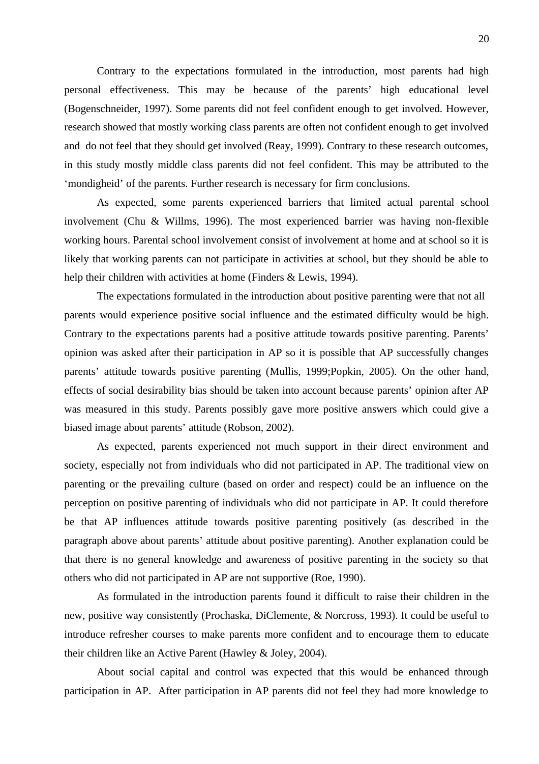Contrary to the expectations formulated in the introduction, most parents had high personal effectiveness. This may be because of the parents' high educational level (Bogenschneider, 1997). Some parents did not feel confident enough to get involved. However, research showed that mostly working class parents are often not confident enough to get involved and do not feel that they should get involved (Reay, 1999). Contrary to these research outcomes, in this study mostly middle class parents did not feel confident. This may be attributed to the 'mondigheid' of the parents. Further research is necessary for firm conclusions.

As expected, some parents experienced barriers that limited actual parental school involvement (Chu & Willms, 1996). The most experienced barrier was having non-flexible working hours. Parental school involvement consist of involvement at home and at school so it is likely that working parents can not participate in activities at school, but they should be able to help their children with activities at home (Finders & Lewis, 1994).

The expectations formulated in the introduction about positive parenting were that not all parents would experience positive social influence and the estimated difficulty would be high. Contrary to the expectations parents had a positive attitude towards positive parenting. Parents' opinion was asked after their participation in AP so it is possible that AP successfully changes parents' attitude towards positive parenting (Mullis, 1999;Popkin, 2005). On the other hand, effects of social desirability bias should be taken into account because parents' opinion after AP was measured in this study. Parents possibly gave more positive answers which could give a biased image about parents' attitude (Robson, 2002).

As expected, parents experienced not much support in their direct environment and society, especially not from individuals who did not participated in AP. The traditional view on parenting or the prevailing culture (based on order and respect) could be an influence on the perception on positive parenting of individuals who did not participate in AP. It could therefore be that AP influences attitude towards positive parenting positively (as described in the paragraph above about parents' attitude about positive parenting). Another explanation could be that there is no general knowledge and awareness of positive parenting in the society so that others who did not participated in AP are not supportive (Roe, 1990).

As formulated in the introduction parents found it difficult to raise their children in the new, positive way consistently (Prochaska, DiClemente, & Norcross, 1993). It could be useful to introduce refresher courses to make parents more confident and to encourage them to educate their children like an Active Parent (Hawley & Joley, 2004).

About social capital and control was expected that this would be enhanced through participation in AP. After participation in AP parents did not feel they had more knowledge to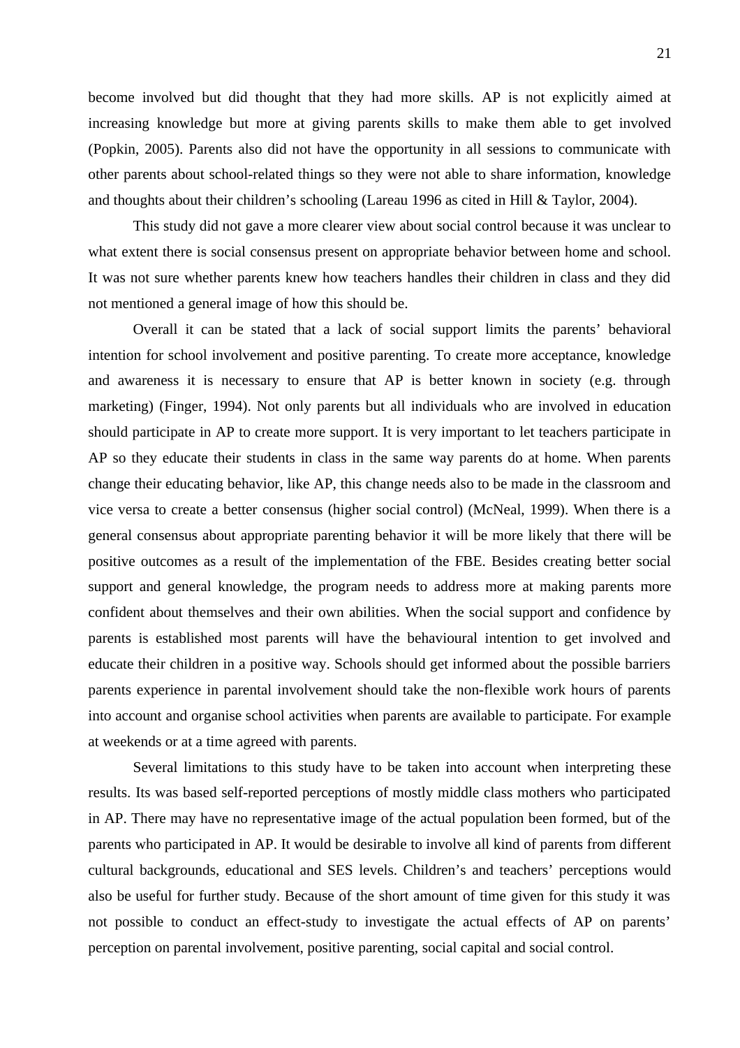become involved but did thought that they had more skills. AP is not explicitly aimed at increasing knowledge but more at giving parents skills to make them able to get involved (Popkin, 2005). Parents also did not have the opportunity in all sessions to communicate with other parents about school-related things so they were not able to share information, knowledge and thoughts about their children's schooling (Lareau 1996 as cited in Hill & Taylor, 2004).

This study did not gave a more clearer view about social control because it was unclear to what extent there is social consensus present on appropriate behavior between home and school. It was not sure whether parents knew how teachers handles their children in class and they did not mentioned a general image of how this should be.

Overall it can be stated that a lack of social support limits the parents' behavioral intention for school involvement and positive parenting. To create more acceptance, knowledge and awareness it is necessary to ensure that AP is better known in society (e.g. through marketing) (Finger, 1994). Not only parents but all individuals who are involved in education should participate in AP to create more support. It is very important to let teachers participate in AP so they educate their students in class in the same way parents do at home. When parents change their educating behavior, like AP, this change needs also to be made in the classroom and vice versa to create a better consensus (higher social control) (McNeal, 1999). When there is a general consensus about appropriate parenting behavior it will be more likely that there will be positive outcomes as a result of the implementation of the FBE. Besides creating better social support and general knowledge, the program needs to address more at making parents more confident about themselves and their own abilities. When the social support and confidence by parents is established most parents will have the behavioural intention to get involved and educate their children in a positive way. Schools should get informed about the possible barriers parents experience in parental involvement should take the non-flexible work hours of parents into account and organise school activities when parents are available to participate. For example at weekends or at a time agreed with parents.

Several limitations to this study have to be taken into account when interpreting these results. Its was based self-reported perceptions of mostly middle class mothers who participated in AP. There may have no representative image of the actual population been formed, but of the parents who participated in AP. It would be desirable to involve all kind of parents from different cultural backgrounds, educational and SES levels. Children's and teachers' perceptions would also be useful for further study. Because of the short amount of time given for this study it was not possible to conduct an effect-study to investigate the actual effects of AP on parents' perception on parental involvement, positive parenting, social capital and social control.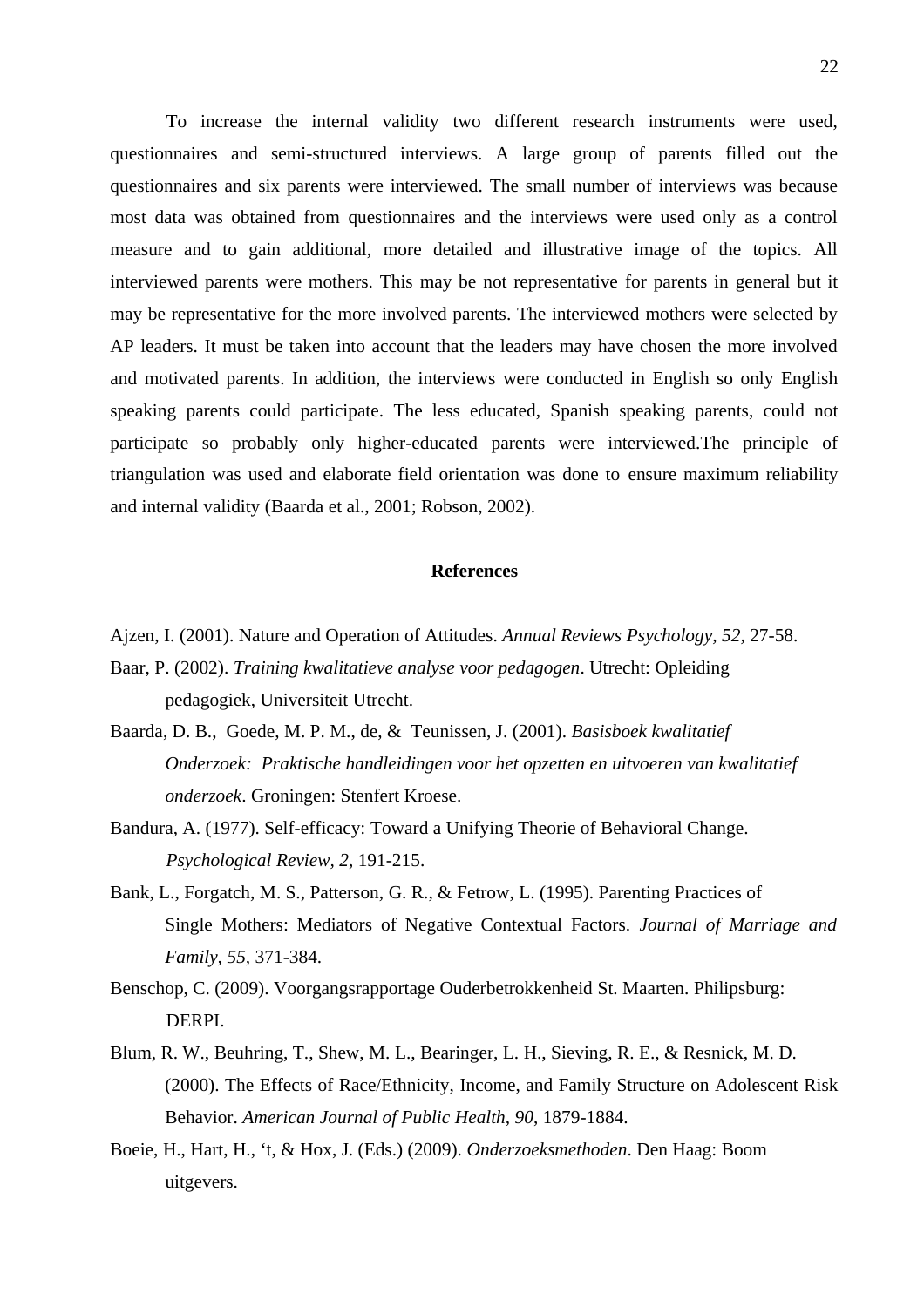To increase the internal validity two different research instruments were used, questionnaires and semi-structured interviews. A large group of parents filled out the questionnaires and six parents were interviewed. The small number of interviews was because most data was obtained from questionnaires and the interviews were used only as a control measure and to gain additional, more detailed and illustrative image of the topics. All interviewed parents were mothers. This may be not representative for parents in general but it may be representative for the more involved parents. The interviewed mothers were selected by AP leaders. It must be taken into account that the leaders may have chosen the more involved and motivated parents. In addition, the interviews were conducted in English so only English speaking parents could participate. The less educated, Spanish speaking parents, could not participate so probably only higher-educated parents were interviewed.The principle of triangulation was used and elaborate field orientation was done to ensure maximum reliability and internal validity (Baarda et al., 2001; Robson, 2002).

## References

Ajzen, I. (2001). Nature and Operation of Attitudes. *Annual Reviews Psychology, 52,* 27-58.

Baar, P. (2002). *Training kwalitatieve analyse voor pedagogen*. Utrecht: Opleiding pedagogiek, Universiteit Utrecht.

Baarda, D. B., Goede, M. P. M., de, & Teunissen, J. (2001). *Basisboek kwalitatief Onderzoek: Praktische handleidingen voor het opzetten en uitvoeren van kwalitatief onderzoek*. Groningen: Stenfert Kroese.

Bandura, A. (1977). Self-efficacy: Toward a Unifying Theorie of Behavioral Change. *Psychological Review, 2,* 191-215.

Bank, L., Forgatch, M. S., Patterson, G. R., & Fetrow, L. (1995). Parenting Practices of Single Mothers: Mediators of Negative Contextual Factors. *Journal of Marriage and Family, 55*, 371-384.

Benschop, C. (2009). Voorgangsrapportage Ouderbetrokkenheid St. Maarten. Philipsburg: DERPI.

Blum, R. W., Beuhring, T., Shew, M. L., Bearinger, L. H., Sieving, R. E., & Resnick, M. D. (2000). The Effects of Race/Ethnicity, Income, and Family Structure on Adolescent Risk Behavior. *American Journal of Public Health, 90*, 1879-1884.

Boeie, H., Hart, H., 't, & Hox, J. (Eds.) (2009). *Onderzoeksmethoden*. Den Haag: Boom uitgevers.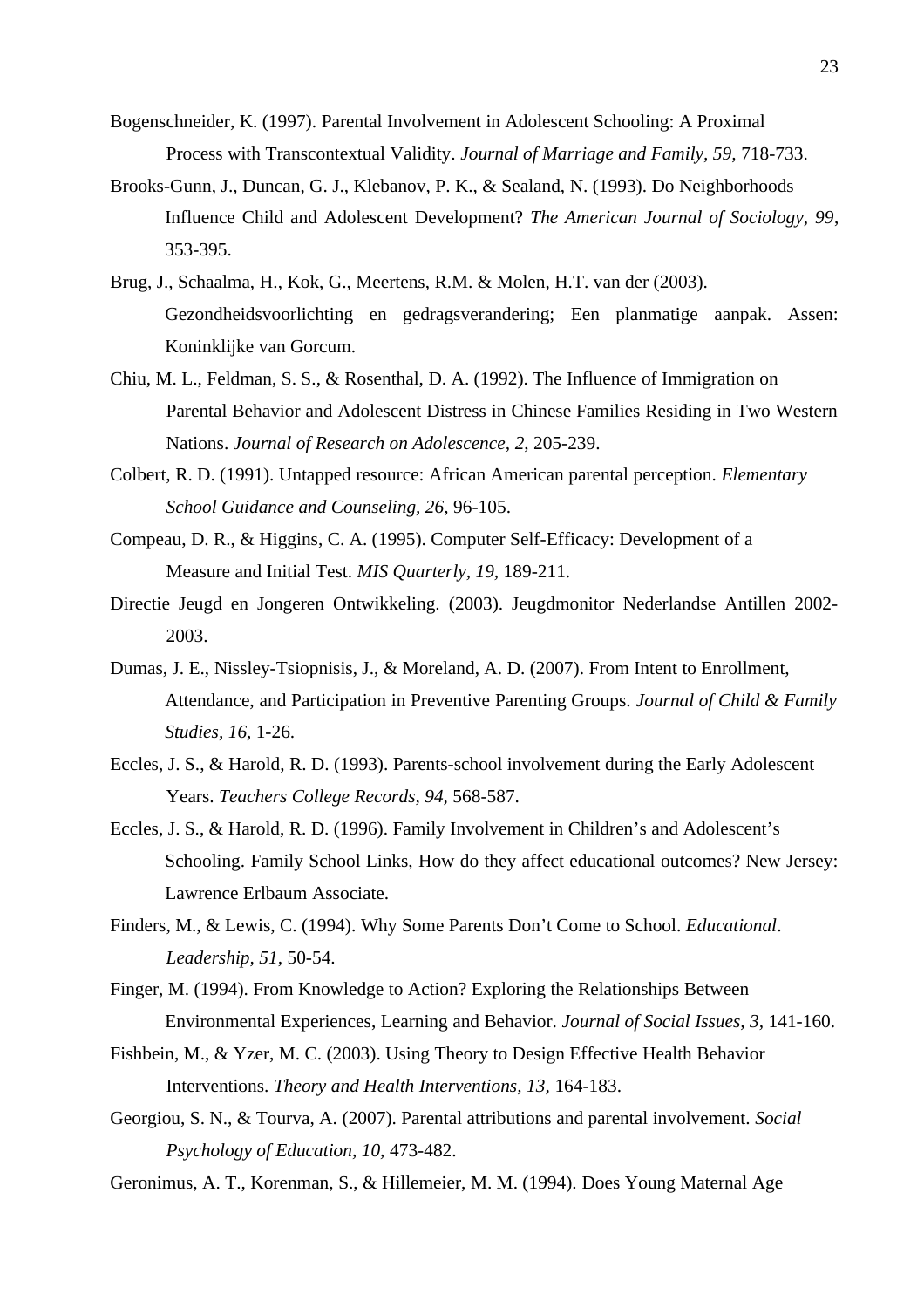Bogenschneider, K. (1997). Parental Involvement in Adolescent Schooling: A Proximal Process with Transcontextual Validity. *Journal of Marriage and Family, 59,* 718-733.

Brooks-Gunn, J., Duncan, G. J., Klebanov, P. K., & Sealand, N. (1993). Do Neighborhoods Influence Child and Adolescent Development? *The American Journal of Sociology, 99*, 353-395.

Brug, J., Schaalma, H., Kok, G., Meertens, R.M. & Molen, H.T. van der (2003). Gezondheidsvoorlichting en gedragsverandering; Een planmatige aanpak. Assen: Koninklijke van Gorcum.

Chiu, M. L., Feldman, S. S., & Rosenthal, D. A. (1992). The Influence of Immigration on Parental Behavior and Adolescent Distress in Chinese Families Residing in Two Western Nations. *Journal of Research on Adolescence, 2,* 205-239.

Colbert, R. D. (1991). Untapped resource: African American parental perception. *Elementary School Guidance and Counseling, 26,* 96-105.

Compeau, D. R., & Higgins, C. A. (1995). Computer Self-Efficacy: Development of a Measure and Initial Test. *MIS Quarterly, 19,* 189-211.

Directie Jeugd en Jongeren Ontwikkeling. (2003). Jeugdmonitor Nederlandse Antillen 2002-2003.

Dumas, J. E., Nissley-Tsiopnisis, J., & Moreland, A. D. (2007). From Intent to Enrollment, Attendance, and Participation in Preventive Parenting Groups. *Journal of Child & Family Studies, 16,* 1-26.

Eccles, J. S., & Harold, R. D. (1993). Parents-school involvement during the Early Adolescent Years. *Teachers College Records, 94,* 568-587.

Eccles, J. S., & Harold, R. D. (1996). Family Involvement in Children's and Adolescent's Schooling. Family School Links, How do they affect educational outcomes? New Jersey: Lawrence Erlbaum Associate.

Finders, M., & Lewis, C. (1994). Why Some Parents Don't Come to School. *Educational*. *Leadership, 51,* 50-54.

Finger, M. (1994). From Knowledge to Action? Exploring the Relationships Between Environmental Experiences, Learning and Behavior. *Journal of Social Issues, 3,* 141-160.

Fishbein, M., & Yzer, M. C. (2003). Using Theory to Design Effective Health Behavior Interventions. *Theory and Health Interventions, 13,* 164-183.

Georgiou, S. N., & Tourva, A. (2007). Parental attributions and parental involvement. *Social Psychology of Education, 10,* 473-482.

Geronimus, A. T., Korenman, S., & Hillemeier, M. M. (1994). Does Young Maternal Age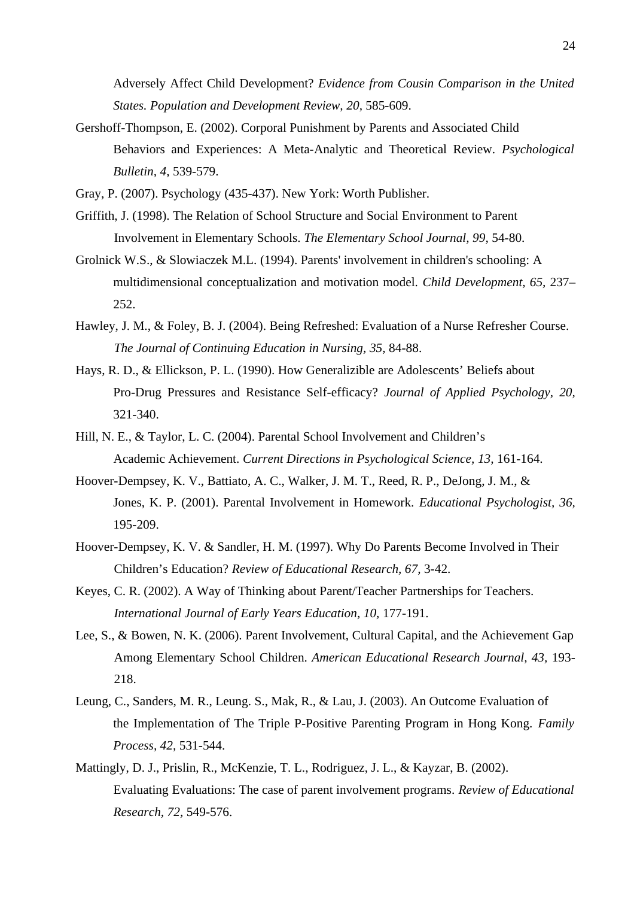Adversely Affect Child Development? *Evidence from Cousin Comparison in the United States. Population and Development Review, 20,* 585-609.

Gershoff-Thompson, E. (2002). Corporal Punishment by Parents and Associated Child Behaviors and Experiences: A Meta-Analytic and Theoretical Review. *Psychological Bulletin, 4,* 539-579.

Gray, P. (2007). Psychology (435-437). New York: Worth Publisher.

Griffith, J. (1998). The Relation of School Structure and Social Environment to Parent Involvement in Elementary Schools. *The Elementary School Journal, 99,* 54-80.

Grolnick W.S., & Slowiaczek M.L. (1994). Parents' involvement in children's schooling: A multidimensional conceptualization and motivation model. *Child Development, 65,* 237–252.

Hawley, J. M., & Foley, B. J. (2004). Being Refreshed: Evaluation of a Nurse Refresher Course. *The Journal of Continuing Education in Nursing, 35,* 84-88.

Hays, R. D., & Ellickson, P. L. (1990). How Generalizible are Adolescents' Beliefs about Pro-Drug Pressures and Resistance Self-efficacy? *Journal of Applied Psychology, 20,* 321-340.

Hill, N. E., & Taylor, L. C. (2004). Parental School Involvement and Children's Academic Achievement. *Current Directions in Psychological Science, 13,* 161-164.

Hoover-Dempsey, K. V., Battiato, A. C., Walker, J. M. T., Reed, R. P., DeJong, J. M., & Jones, K. P. (2001). Parental Involvement in Homework. *Educational Psychologist, 36,* 195-209.

Hoover-Dempsey, K. V. & Sandler, H. M. (1997). Why Do Parents Become Involved in Their Children's Education? *Review of Educational Research, 67,* 3-42.

Keyes, C. R. (2002). A Way of Thinking about Parent/Teacher Partnerships for Teachers. *International Journal of Early Years Education, 10,* 177-191.

Lee, S., & Bowen, N. K. (2006). Parent Involvement, Cultural Capital, and the Achievement Gap Among Elementary School Children. *American Educational Research Journal, 43,* 193-218.

Leung, C., Sanders, M. R., Leung. S., Mak, R., & Lau, J. (2003). An Outcome Evaluation of the Implementation of The Triple P-Positive Parenting Program in Hong Kong. *Family Process, 42,* 531-544.

Mattingly, D. J., Prislin, R., McKenzie, T. L., Rodriguez, J. L., & Kayzar, B. (2002). Evaluating Evaluations: The case of parent involvement programs. *Review of Educational Research, 72,* 549-576.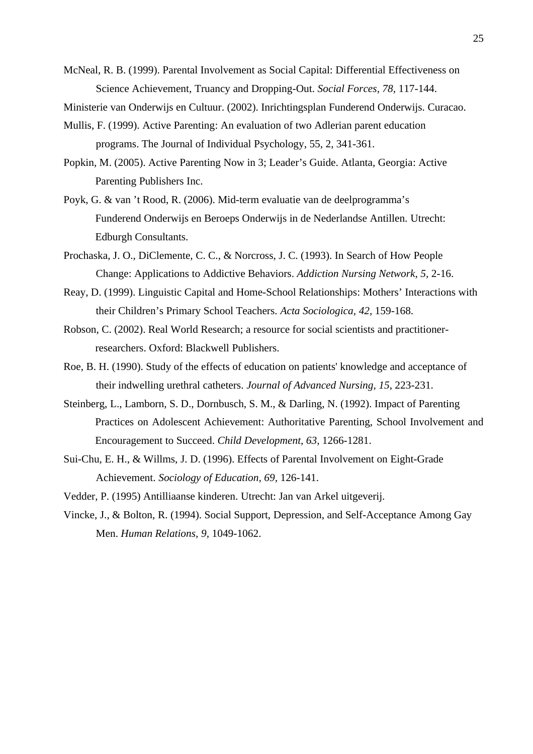McNeal, R. B. (1999). Parental Involvement as Social Capital: Differential Effectiveness on Science Achievement, Truancy and Dropping-Out. *Social Forces, 78,* 117-144.

Ministerie van Onderwijs en Cultuur. (2002). Inrichtingsplan Funderend Onderwijs. Curacao.

Mullis, F. (1999). Active Parenting: An evaluation of two Adlerian parent education programs. The Journal of Individual Psychology, 55, 2, 341-361.

Popkin, M. (2005). Active Parenting Now in 3; Leader's Guide. Atlanta, Georgia: Active Parenting Publishers Inc.

Poyk, G. & van 't Rood, R. (2006). Mid-term evaluatie van de deelprogramma's Funderend Onderwijs en Beroeps Onderwijs in de Nederlandse Antillen. Utrecht: Edburgh Consultants.

Prochaska, J. O., DiClemente, C. C., & Norcross, J. C. (1993). In Search of How People Change: Applications to Addictive Behaviors. *Addiction Nursing Network, 5,* 2-16.

Reay, D. (1999). Linguistic Capital and Home-School Relationships: Mothers' Interactions with their Children's Primary School Teachers. *Acta Sociologica, 42,* 159-168.

Robson, C. (2002). Real World Research; a resource for social scientists and practitioner-researchers. Oxford: Blackwell Publishers.

Roe, B. H. (1990). Study of the effects of education on patients' knowledge and acceptance of their indwelling urethral catheters. *Journal of Advanced Nursing, 15*, 223-231.

Steinberg, L., Lamborn, S. D., Dornbusch, S. M., & Darling, N. (1992). Impact of Parenting Practices on Adolescent Achievement: Authoritative Parenting, School Involvement and Encouragement to Succeed. *Child Development, 63,* 1266-1281.

Sui-Chu, E. H., & Willms, J. D. (1996). Effects of Parental Involvement on Eight-Grade Achievement. *Sociology of Education, 69,* 126-141.

Vedder, P. (1995) Antilliaanse kinderen. Utrecht: Jan van Arkel uitgeverij.

Vincke, J., & Bolton, R. (1994). Social Support, Depression, and Self-Acceptance Among Gay Men. *Human Relations, 9,* 1049-1062.